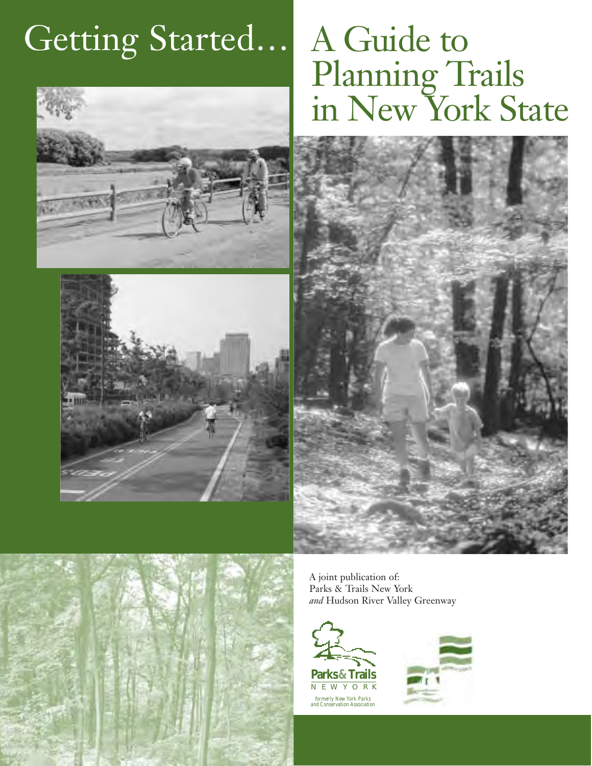# Getting Started... A Guide to Planning Trails in New York State

A joint publication of:
Parks & Trails New York
*and* Hudson River Valley Greenway

Parks& Trails
NEW YORK
formerly New York Parks and Conservation Association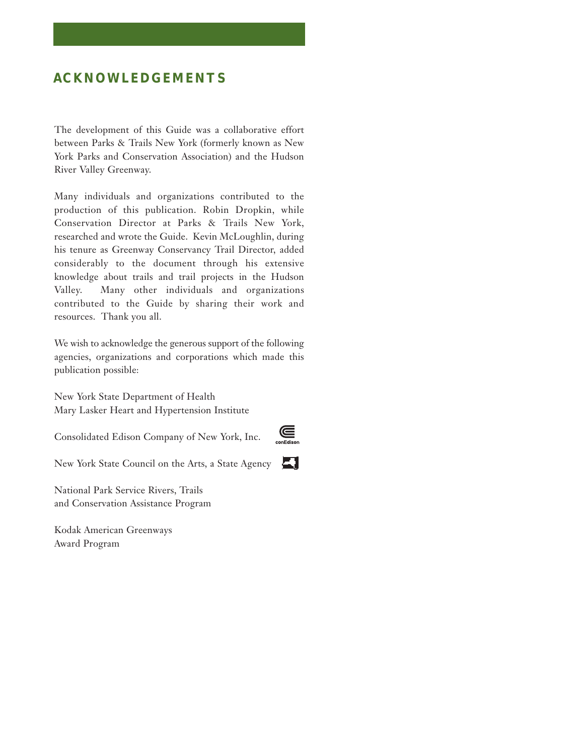## ACKNOWLEDGEMENTS

The development of this Guide was a collaborative effort between Parks & Trails New York (formerly known as New York Parks and Conservation Association) and the Hudson River Valley Greenway.

Many individuals and organizations contributed to the production of this publication. Robin Dropkin, while Conservation Director at Parks & Trails New York, researched and wrote the Guide. Kevin McLoughlin, during his tenure as Greenway Conservancy Trail Director, added considerably to the document through his extensive knowledge about trails and trail projects in the Hudson Valley. Many other individuals and organizations contributed to the Guide by sharing their work and resources. Thank you all.

We wish to acknowledge the generous support of the following agencies, organizations and corporations which made this publication possible:

New York State Department of Health
Mary Lasker Heart and Hypertension Institute

Consolidated Edison Company of New York, Inc.

New York State Council on the Arts, a State Agency

National Park Service Rivers, Trails
and Conservation Assistance Program

Kodak American Greenways
Award Program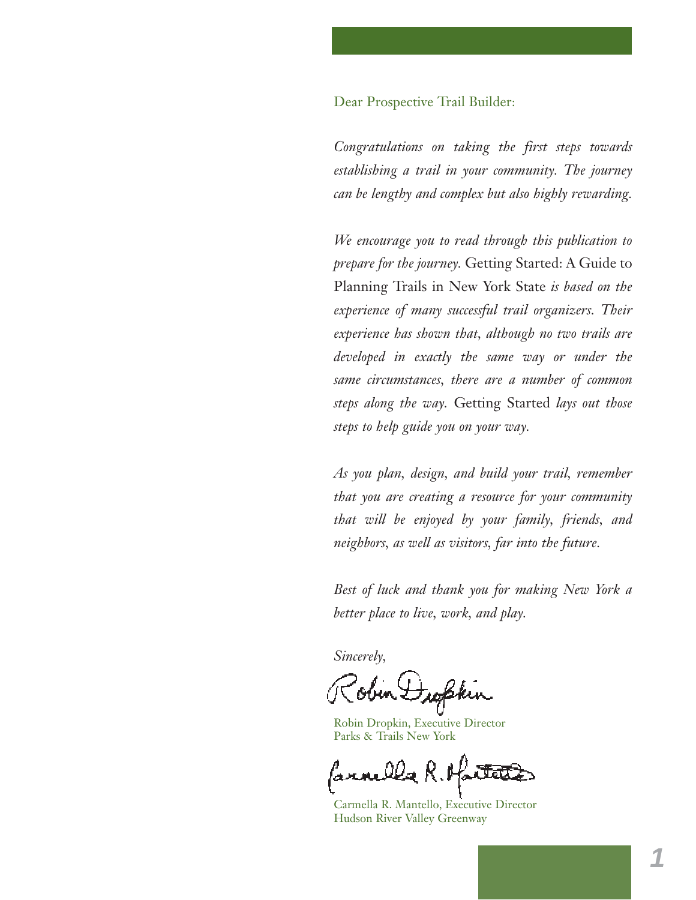Dear Prospective Trail Builder:

*Congratulations on taking the first steps towards establishing a trail in your community. The journey can be lengthy and complex but also highly rewarding.*

*We encourage you to read through this publication to prepare for the journey.* Getting Started: A Guide to Planning Trails in New York State *is based on the experience of many successful trail organizers. Their experience has shown that, although no two trails are developed in exactly the same way or under the same circumstances, there are a number of common steps along the way.* Getting Started *lays out those steps to help guide you on your way.*

*As you plan, design, and build your trail, remember that you are creating a resource for your community that will be enjoyed by your family, friends, and neighbors, as well as visitors, far into the future.*

*Best of luck and thank you for making New York a better place to live, work, and play.*

*Sincerely,*

Robin Dropkin, Executive Director
Parks & Trails New York

Carmella R. Mantello, Executive Director
Hudson River Valley Greenway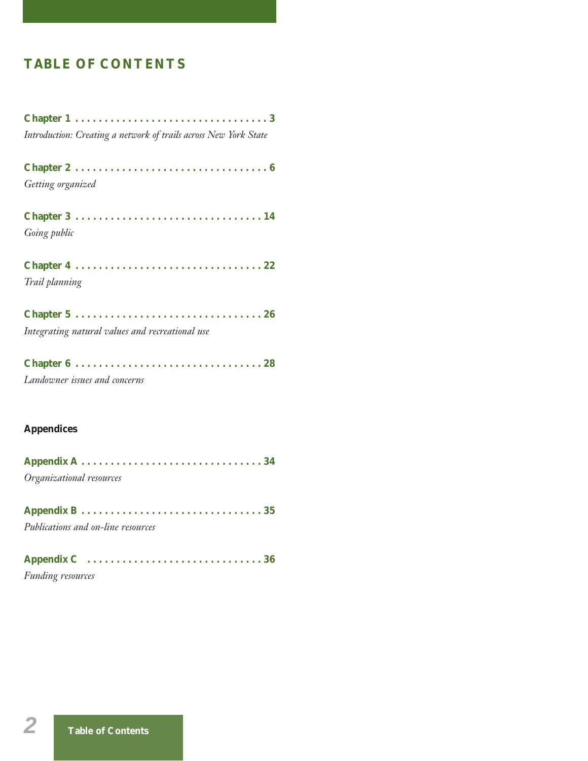# TABLE OF CONTENTS

**Chapter 1** . . . . . . . . . . . . . . . . . . . . . . . . . . . . . . . . . 3
*Introduction: Creating a network of trails across New York State*

**Chapter 2** . . . . . . . . . . . . . . . . . . . . . . . . . . . . . . . . . 6
*Getting organized*

**Chapter 3** . . . . . . . . . . . . . . . . . . . . . . . . . . . . . . . . 14
*Going public*

**Chapter 4** . . . . . . . . . . . . . . . . . . . . . . . . . . . . . . . . 22
*Trail planning*

**Chapter 5** . . . . . . . . . . . . . . . . . . . . . . . . . . . . . . . . 26
*Integrating natural values and recreational use*

**Chapter 6** . . . . . . . . . . . . . . . . . . . . . . . . . . . . . . . . 28
*Landowner issues and concerns*

**Appendices**

**Appendix A** . . . . . . . . . . . . . . . . . . . . . . . . . . . . . . . 34
*Organizational resources*

**Appendix B** . . . . . . . . . . . . . . . . . . . . . . . . . . . . . . . 35
*Publications and on-line resources*

**Appendix C** . . . . . . . . . . . . . . . . . . . . . . . . . . . . . . . 36
*Funding resources*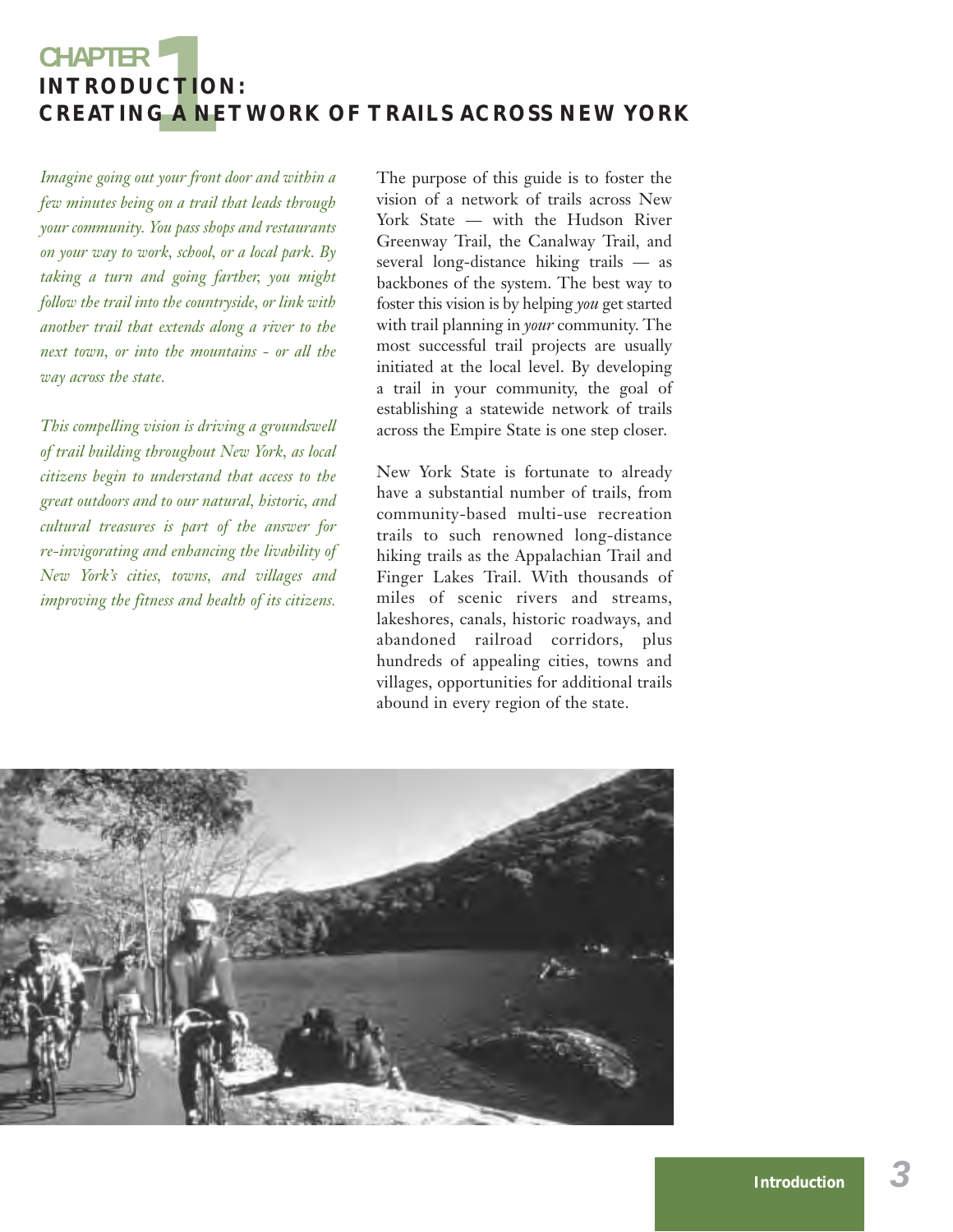# CHAPTER 1 INTRODUCTION: CREATING A NETWORK OF TRAILS ACROSS NEW YORK

*Imagine going out your front door and within a few minutes being on a trail that leads through your community. You pass shops and restaurants on your way to work, school, or a local park. By taking a turn and going farther, you might follow the trail into the countryside, or link with another trail that extends along a river to the next town, or into the mountains - or all the way across the state.*

*This compelling vision is driving a groundswell of trail building throughout New York, as local citizens begin to understand that access to the great outdoors and to our natural, historic, and cultural treasures is part of the answer for re-invigorating and enhancing the livability of New York's cities, towns, and villages and improving the fitness and health of its citizens.*

The purpose of this guide is to foster the vision of a network of trails across New York State — with the Hudson River Greenway Trail, the Canalway Trail, and several long-distance hiking trails — as backbones of the system. The best way to foster this vision is by helping *you* get started with trail planning in *your* community. The most successful trail projects are usually initiated at the local level. By developing a trail in your community, the goal of establishing a statewide network of trails across the Empire State is one step closer.

New York State is fortunate to already have a substantial number of trails, from community-based multi-use recreation trails to such renowned long-distance hiking trails as the Appalachian Trail and Finger Lakes Trail. With thousands of miles of scenic rivers and streams, lakeshores, canals, historic roadways, and abandoned railroad corridors, plus hundreds of appealing cities, towns and villages, opportunities for additional trails abound in every region of the state.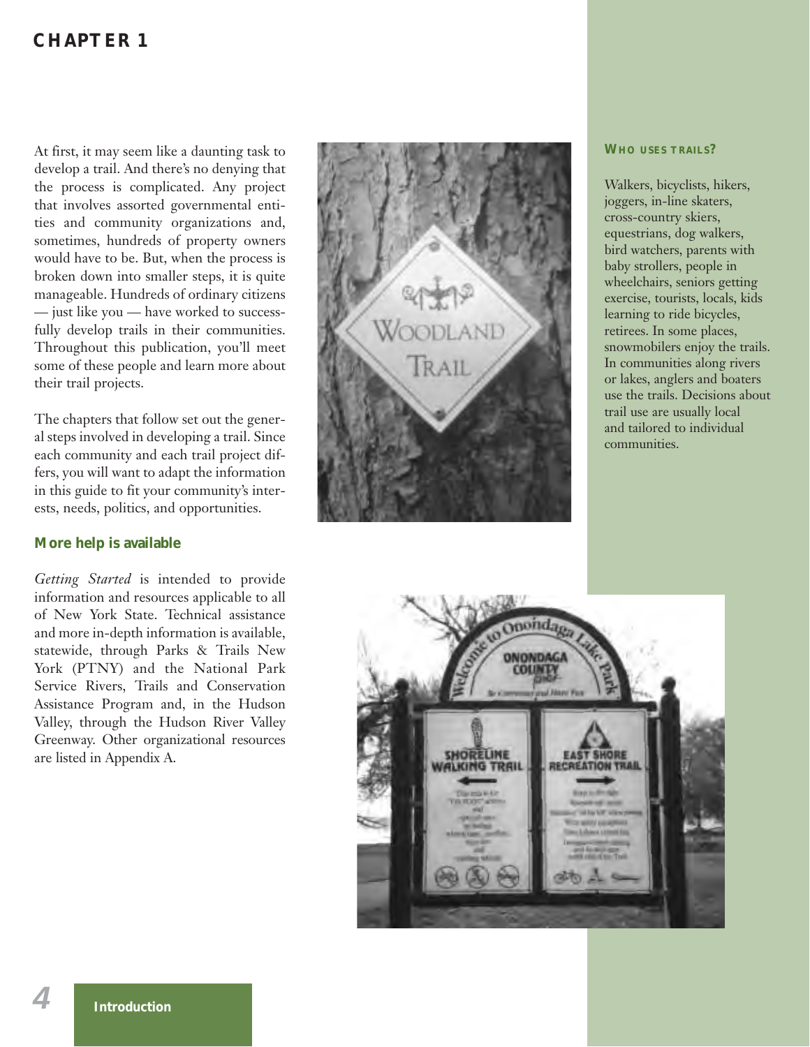# CHAPTER 1

At first, it may seem like a daunting task to develop a trail. And there's no denying that the process is complicated. Any project that involves assorted governmental entities and community organizations and, sometimes, hundreds of property owners would have to be. But, when the process is broken down into smaller steps, it is quite manageable. Hundreds of ordinary citizens — just like you — have worked to successfully develop trails in their communities. Throughout this publication, you'll meet some of these people and learn more about their trail projects.

The chapters that follow set out the general steps involved in developing a trail. Since each community and each trail project differs, you will want to adapt the information in this guide to fit your community's interests, needs, politics, and opportunities.

### More help is available

*Getting Started* is intended to provide information and resources applicable to all of New York State. Technical assistance and more in-depth information is available, statewide, through Parks & Trails New York (PTNY) and the National Park Service Rivers, Trails and Conservation Assistance Program and, in the Hudson Valley, through the Hudson River Valley Greenway. Other organizational resources are listed in Appendix A.

### WHO USES TRAILS?

Walkers, bicyclists, hikers, joggers, in-line skaters, cross-country skiers, equestrians, dog walkers, bird watchers, parents with baby strollers, people in wheelchairs, seniors getting exercise, tourists, locals, kids learning to ride bicycles, retirees. In some places, snowmobilers enjoy the trails. In communities along rivers or lakes, anglers and boaters use the trails. Decisions about trail use are usually local and tailored to individual communities.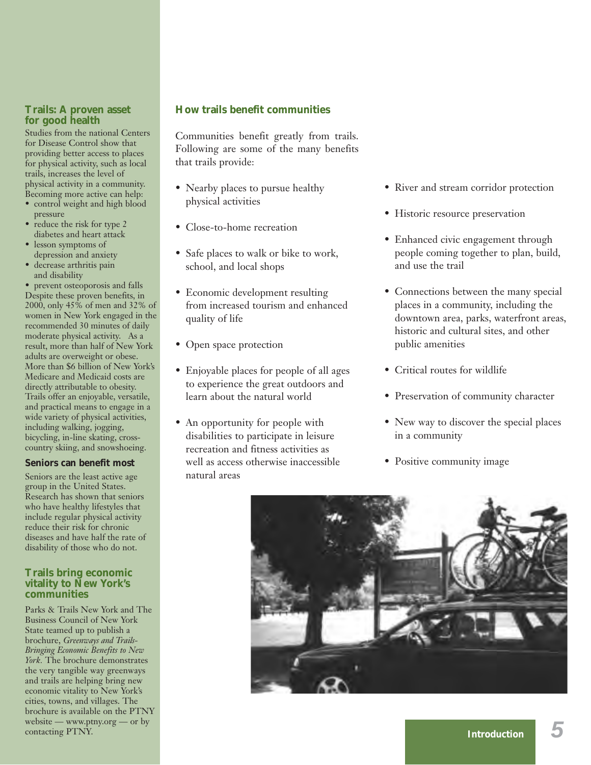## How trails benefit communities

Communities benefit greatly from trails. Following are some of the many benefits that trails provide:

- Nearby places to pursue healthy physical activities
- Close-to-home recreation
- Safe places to walk or bike to work, school, and local shops
- Economic development resulting from increased tourism and enhanced quality of life
- Open space protection
- Enjoyable places for people of all ages to experience the great outdoors and learn about the natural world
- An opportunity for people with disabilities to participate in leisure recreation and fitness activities as well as access otherwise inaccessible natural areas
- River and stream corridor protection
- Historic resource preservation
- Enhanced civic engagement through people coming together to plan, build, and use the trail
- Connections between the many special places in a community, including the downtown area, parks, waterfront areas, historic and cultural sites, and other public amenities
- Critical routes for wildlife
- Preservation of community character
- New way to discover the special places in a community
- Positive community image

### Trails: A proven asset for good health

Studies from the national Centers for Disease Control show that providing better access to places for physical activity, such as local trails, increases the level of physical activity in a community. Becoming more active can help:

- control weight and high blood pressure
- reduce the risk for type 2 diabetes and heart attack
- lesson symptoms of depression and anxiety
- decrease arthritis pain and disability
- prevent osteoporosis and falls

Despite these proven benefits, in 2000, only 45% of men and 32% of women in New York engaged in the recommended 30 minutes of daily moderate physical activity. As a result, more than half of New York adults are overweight or obese. More than $6 billion of New York's Medicare and Medicaid costs are directly attributable to obesity. Trails offer an enjoyable, versatile, and practical means to engage in a wide variety of physical activities, including walking, jogging, bicycling, in-line skating, cross-country skiing, and snowshoeing.

**Seniors can benefit most**

Seniors are the least active age group in the United States. Research has shown that seniors who have healthy lifestyles that include regular physical activity reduce their risk for chronic diseases and have half the rate of disability of those who do not.

### Trails bring economic vitality to New York's communities

Parks & Trails New York and The Business Council of New York State teamed up to publish a brochure, *Greenways and Trails-Bringing Economic Benefits to New York*. The brochure demonstrates the very tangible way greenways and trails are helping bring new economic vitality to New York's cities, towns, and villages. The brochure is available on the PTNY website — www.ptny.org — or by contacting PTNY.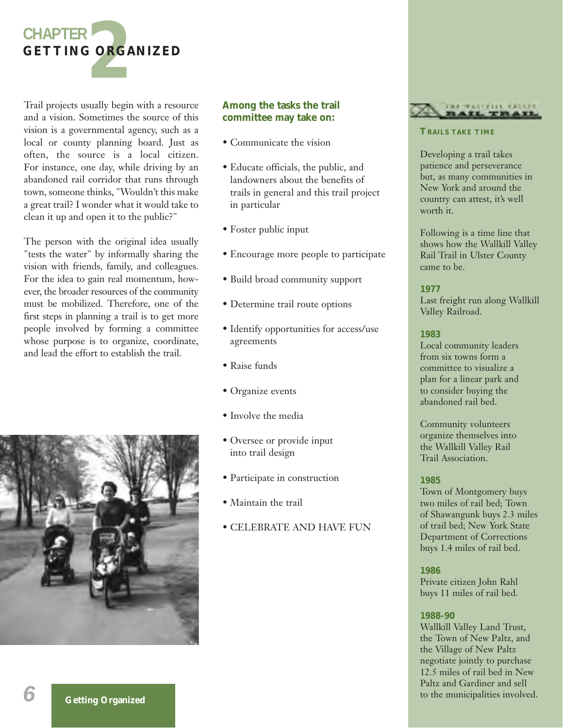# CHAPTER 2 GETTING ORGANIZED

Trail projects usually begin with a resource and a vision. Sometimes the source of this vision is a governmental agency, such as a local or county planning board. Just as often, the source is a local citizen. For instance, one day, while driving by an abandoned rail corridor that runs through town, someone thinks, "Wouldn't this make a great trail? I wonder what it would take to clean it up and open it to the public?"

The person with the original idea usually "tests the water" by informally sharing the vision with friends, family, and colleagues. For the idea to gain real momentum, however, the broader resources of the community must be mobilized. Therefore, one of the first steps in planning a trail is to get more people involved by forming a committee whose purpose is to organize, coordinate, and lead the effort to establish the trail.

**Among the tasks the trail committee may take on:**

- Communicate the vision
- Educate officials, the public, and landowners about the benefits of trails in general and this trail project in particular
- Foster public input
- Encourage more people to participate
- Build broad community support
- Determine trail route options
- Identify opportunities for access/use agreements
- Raise funds
- Organize events
- Involve the media
- Oversee or provide input into trail design
- Participate in construction
- Maintain the trail
- CELEBRATE AND HAVE FUN

### TRAILS TAKE TIME

Developing a trail takes patience and perseverance but, as many communities in New York and around the country can attest, it's well worth it.

Following is a time line that shows how the Wallkill Valley Rail Trail in Ulster County came to be.

**1977**
Last freight run along Wallkill Valley Railroad.

**1983**
Local community leaders from six towns form a committee to visualize a plan for a linear park and to consider buying the abandoned rail bed.

Community volunteers organize themselves into the Wallkill Valley Rail Trail Association.

**1985**
Town of Montgomery buys two miles of rail bed; Town of Shawangunk buys 2.3 miles of trail bed; New York State Department of Corrections buys 1.4 miles of rail bed.

**1986**
Private citizen John Rahl buys 11 miles of rail bed.

**1988-90**
Wallkill Valley Land Trust, the Town of New Paltz, and the Village of New Paltz negotiate jointly to purchase 12.5 miles of rail bed in New Paltz and Gardiner and sell to the municipalities involved.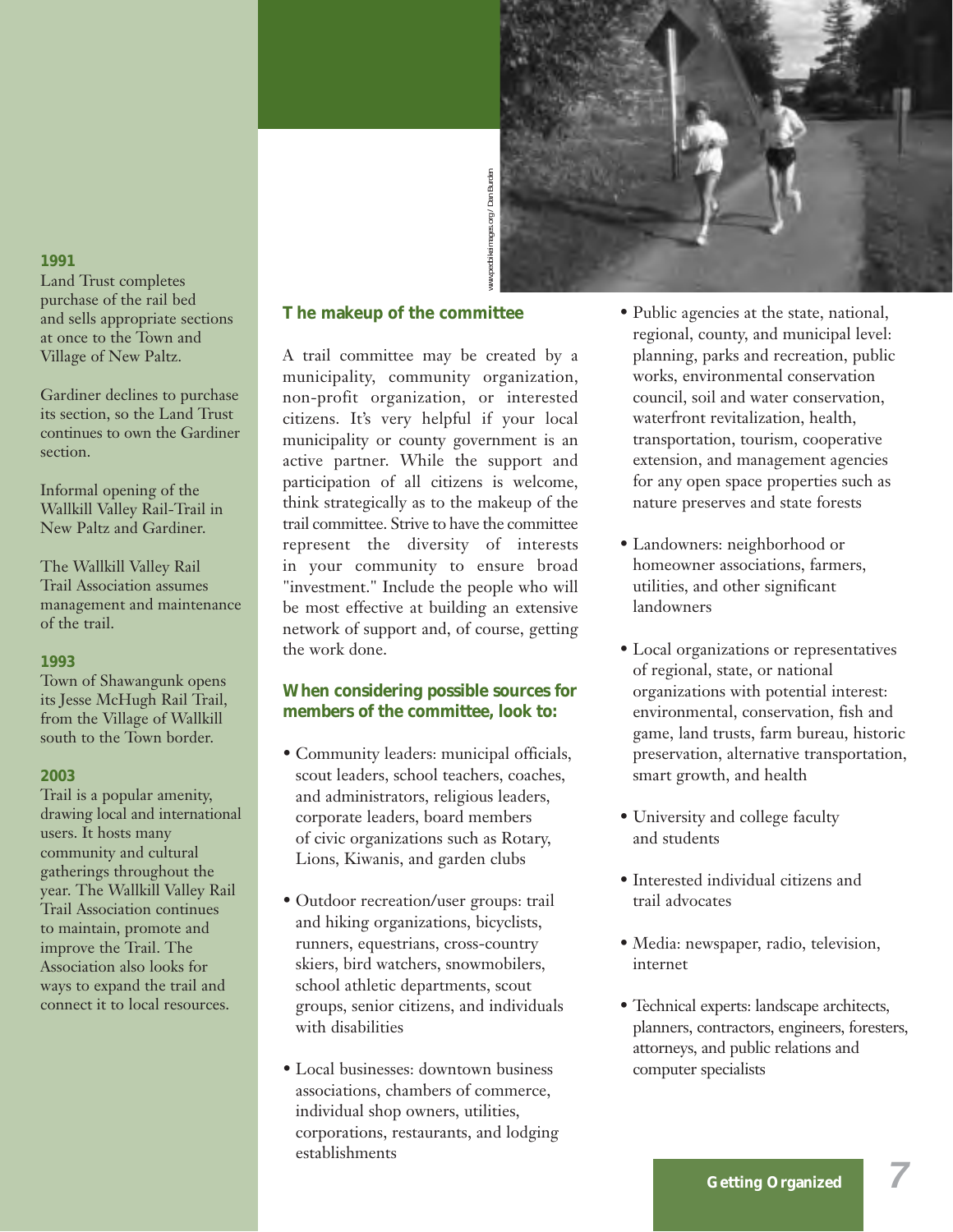**1991**
Land Trust completes purchase of the rail bed and sells appropriate sections at once to the Town and Village of New Paltz.

Gardiner declines to purchase its section, so the Land Trust continues to own the Gardiner section.

Informal opening of the Wallkill Valley Rail-Trail in New Paltz and Gardiner.

The Wallkill Valley Rail Trail Association assumes management and maintenance of the trail.

**1993**
Town of Shawangunk opens its Jesse McHugh Rail Trail, from the Village of Wallkill south to the Town border.

**2003**
Trail is a popular amenity, drawing local and international users. It hosts many community and cultural gatherings throughout the year. The Wallkill Valley Rail Trail Association continues to maintain, promote and improve the Trail. The Association also looks for ways to expand the trail and connect it to local resources.

www.pedbikeimages.org / Dan Burden

## The makeup of the committee

A trail committee may be created by a municipality, community organization, non-profit organization, or interested citizens. It's very helpful if your local municipality or county government is an active partner. While the support and participation of all citizens is welcome, think strategically as to the makeup of the trail committee. Strive to have the committee represent the diversity of interests in your community to ensure broad "investment." Include the people who will be most effective at building an extensive network of support and, of course, getting the work done.

### When considering possible sources for members of the committee, look to:

- Community leaders: municipal officials, scout leaders, school teachers, coaches, and administrators, religious leaders, corporate leaders, board members of civic organizations such as Rotary, Lions, Kiwanis, and garden clubs
- Outdoor recreation/user groups: trail and hiking organizations, bicyclists, runners, equestrians, cross-country skiers, bird watchers, snowmobilers, school athletic departments, scout groups, senior citizens, and individuals with disabilities
- Local businesses: downtown business associations, chambers of commerce, individual shop owners, utilities, corporations, restaurants, and lodging establishments
- Public agencies at the state, national, regional, county, and municipal level: planning, parks and recreation, public works, environmental conservation council, soil and water conservation, waterfront revitalization, health, transportation, tourism, cooperative extension, and management agencies for any open space properties such as nature preserves and state forests
- Landowners: neighborhood or homeowner associations, farmers, utilities, and other significant landowners
- Local organizations or representatives of regional, state, or national organizations with potential interest: environmental, conservation, fish and game, land trusts, farm bureau, historic preservation, alternative transportation, smart growth, and health
- University and college faculty and students
- Interested individual citizens and trail advocates
- Media: newspaper, radio, television, internet
- Technical experts: landscape architects, planners, contractors, engineers, foresters, attorneys, and public relations and computer specialists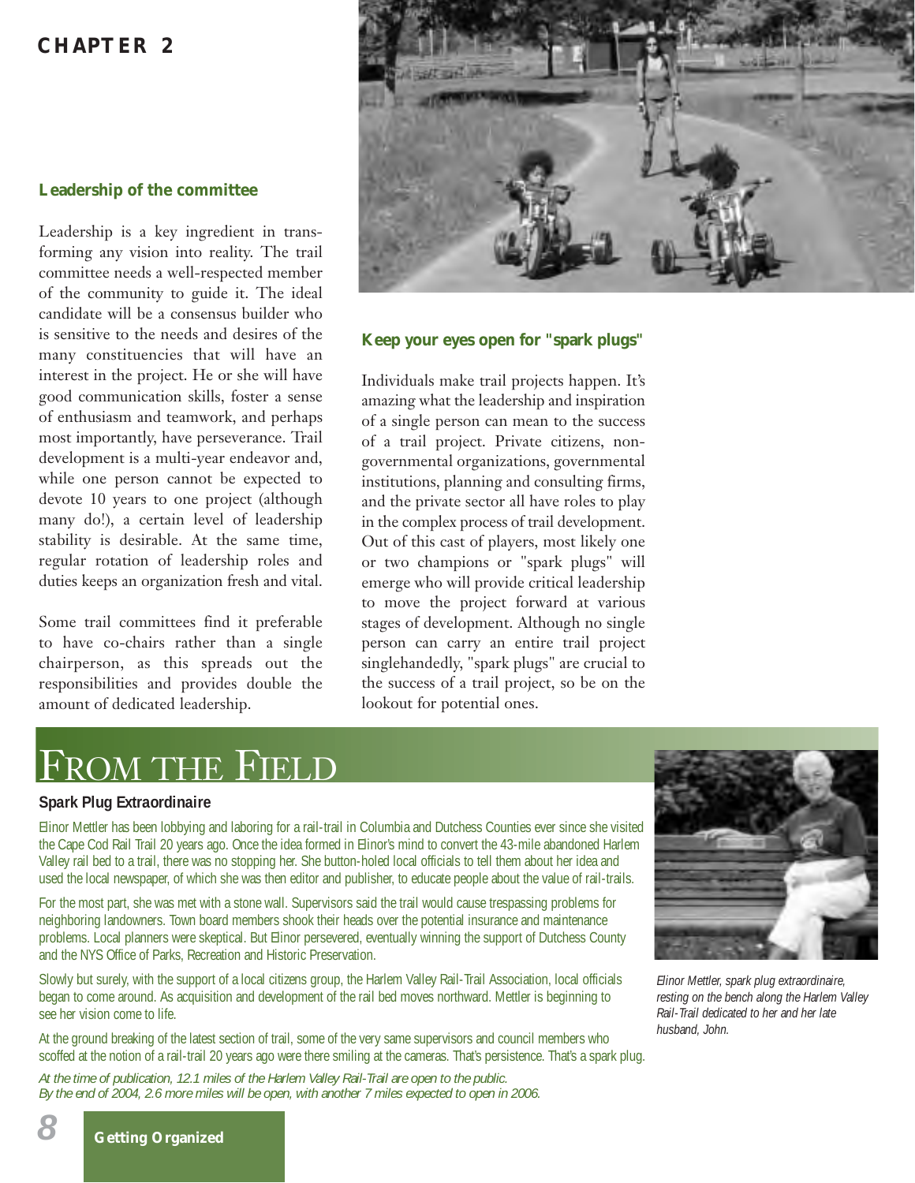### Leadership of the committee

Leadership is a key ingredient in transforming any vision into reality. The trail committee needs a well-respected member of the community to guide it. The ideal candidate will be a consensus builder who is sensitive to the needs and desires of the many constituencies that will have an interest in the project. He or she will have good communication skills, foster a sense of enthusiasm and teamwork, and perhaps most importantly, have perseverance. Trail development is a multi-year endeavor and, while one person cannot be expected to devote 10 years to one project (although many do!), a certain level of leadership stability is desirable. At the same time, regular rotation of leadership roles and duties keeps an organization fresh and vital.

Some trail committees find it preferable to have co-chairs rather than a single chairperson, as this spreads out the responsibilities and provides double the amount of dedicated leadership.

### Keep your eyes open for "spark plugs"

Individuals make trail projects happen. It's amazing what the leadership and inspiration of a single person can mean to the success of a trail project. Private citizens, non-governmental organizations, governmental institutions, planning and consulting firms, and the private sector all have roles to play in the complex process of trail development. Out of this cast of players, most likely one or two champions or "spark plugs" will emerge who will provide critical leadership to move the project forward at various stages of development. Although no single person can carry an entire trail project singlehandedly, "spark plugs" are crucial to the success of a trail project, so be on the lookout for potential ones.

## From the Field

**Spark Plug Extraordinaire**

Elinor Mettler has been lobbying and laboring for a rail-trail in Columbia and Dutchess Counties ever since she visited the Cape Cod Rail Trail 20 years ago. Once the idea formed in Elinor's mind to convert the 43-mile abandoned Harlem Valley rail bed to a trail, there was no stopping her. She button-holed local officials to tell them about her idea and used the local newspaper, of which she was then editor and publisher, to educate people about the value of rail-trails.

For the most part, she was met with a stone wall. Supervisors said the trail would cause trespassing problems for neighboring landowners. Town board members shook their heads over the potential insurance and maintenance problems. Local planners were skeptical. But Elinor persevered, eventually winning the support of Dutchess County and the NYS Office of Parks, Recreation and Historic Preservation.

Slowly but surely, with the support of a local citizens group, the Harlem Valley Rail-Trail Association, local officials began to come around. As acquisition and development of the rail bed moves northward. Mettler is beginning to see her vision come to life.

At the ground breaking of the latest section of trail, some of the very same supervisors and council members who scoffed at the notion of a rail-trail 20 years ago were there smiling at the cameras. That's persistence. That's a spark plug.

*At the time of publication, 12.1 miles of the Harlem Valley Rail-Trail are open to the public. By the end of 2004, 2.6 more miles will be open, with another 7 miles expected to open in 2006.*

*Elinor Mettler, spark plug extraordinaire, resting on the bench along the Harlem Valley Rail-Trail dedicated to her and her late husband, John.*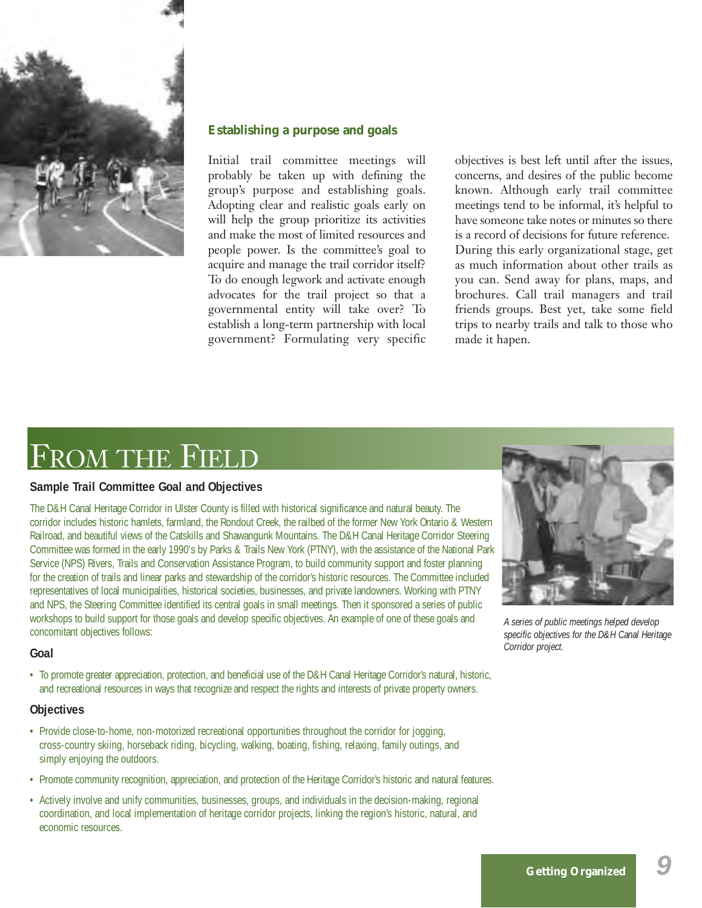## Establishing a purpose and goals

Initial trail committee meetings will probably be taken up with defining the group's purpose and establishing goals. Adopting clear and realistic goals early on will help the group prioritize its activities and make the most of limited resources and people power. Is the committee's goal to acquire and manage the trail corridor itself? To do enough legwork and activate enough advocates for the trail project so that a governmental entity will take over? To establish a long-term partnership with local government? Formulating very specific objectives is best left until after the issues, concerns, and desires of the public become known. Although early trail committee meetings tend to be informal, it's helpful to have someone take notes or minutes so there is a record of decisions for future reference. During this early organizational stage, get as much information about other trails as you can. Send away for plans, maps, and brochures. Call trail managers and trail friends groups. Best yet, take some field trips to nearby trails and talk to those who made it hapen.

# From the Field

### Sample Trail Committee Goal and Objectives

The D&H Canal Heritage Corridor in Ulster County is filled with historical significance and natural beauty. The corridor includes historic hamlets, farmland, the Rondout Creek, the railbed of the former New York Ontario & Western Railroad, and beautiful views of the Catskills and Shawangunk Mountains. The D&H Canal Heritage Corridor Steering Committee was formed in the early 1990's by Parks & Trails New York (PTNY), with the assistance of the National Park Service (NPS) Rivers, Trails and Conservation Assistance Program, to build community support and foster planning for the creation of trails and linear parks and stewardship of the corridor's historic resources. The Committee included representatives of local municipalities, historical societies, businesses, and private landowners. Working with PTNY and NPS, the Steering Committee identified its central goals in small meetings. Then it sponsored a series of public workshops to build support for those goals and develop specific objectives. An example of one of these goals and concomitant objectives follows:

*A series of public meetings helped develop specific objectives for the D&H Canal Heritage Corridor project.*

#### Goal

- To promote greater appreciation, protection, and beneficial use of the D&H Canal Heritage Corridor's natural, historic, and recreational resources in ways that recognize and respect the rights and interests of private property owners.

#### Objectives

- Provide close-to-home, non-motorized recreational opportunities throughout the corridor for jogging, cross-country skiing, horseback riding, bicycling, walking, boating, fishing, relaxing, family outings, and simply enjoying the outdoors.
- Promote community recognition, appreciation, and protection of the Heritage Corridor's historic and natural features.
- Actively involve and unify communities, businesses, groups, and individuals in the decision-making, regional coordination, and local implementation of heritage corridor projects, linking the region's historic, natural, and economic resources.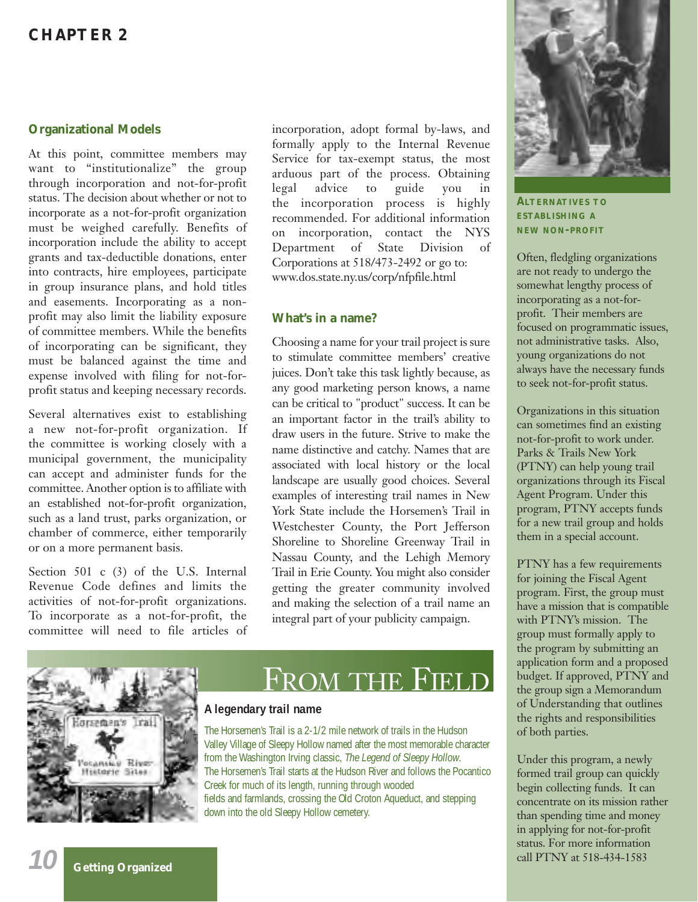## Organizational Models

At this point, committee members may want to "institutionalize" the group through incorporation and not-for-profit status. The decision about whether or not to incorporate as a not-for-profit organization must be weighed carefully. Benefits of incorporation include the ability to accept grants and tax-deductible donations, enter into contracts, hire employees, participate in group insurance plans, and hold titles and easements. Incorporating as a non-profit may also limit the liability exposure of committee members. While the benefits of incorporating can be significant, they must be balanced against the time and expense involved with filing for not-for-profit status and keeping necessary records.

Several alternatives exist to establishing a new not-for-profit organization. If the committee is working closely with a municipal government, the municipality can accept and administer funds for the committee. Another option is to affiliate with an established not-for-profit organization, such as a land trust, parks organization, or chamber of commerce, either temporarily or on a more permanent basis.

Section 501 c (3) of the U.S. Internal Revenue Code defines and limits the activities of not-for-profit organizations. To incorporate as a not-for-profit, the committee will need to file articles of incorporation, adopt formal by-laws, and formally apply to the Internal Revenue Service for tax-exempt status, the most arduous part of the process. Obtaining legal advice to guide you in the incorporation process is highly recommended. For additional information on incorporation, contact the NYS Department of State Division of Corporations at 518/473-2492 or go to: www.dos.state.ny.us/corp/nfpfile.html

## What's in a name?

Choosing a name for your trail project is sure to stimulate committee members' creative juices. Don't take this task lightly because, as any good marketing person knows, a name can be critical to "product" success. It can be an important factor in the trail's ability to draw users in the future. Strive to make the name distinctive and catchy. Names that are associated with local history or the local landscape are usually good choices. Several examples of interesting trail names in New York State include the Horsemen's Trail in Westchester County, the Port Jefferson Shoreline to Shoreline Greenway Trail in Nassau County, and the Lehigh Memory Trail in Erie County. You might also consider getting the greater community involved and making the selection of a trail name an integral part of your publicity campaign.

## From the Field

### A legendary trail name

The Horsemen's Trail is a 2-1/2 mile network of trails in the Hudson Valley Village of Sleepy Hollow named after the most memorable character from the Washington Irving classic, *The Legend of Sleepy Hollow*. The Horsemen's Trail starts at the Hudson River and follows the Pocantico Creek for much of its length, running through wooded fields and farmlands, crossing the Old Croton Aqueduct, and stepping down into the old Sleepy Hollow cemetery.

## Alternatives to Establishing a New Non-Profit

Often, fledgling organizations are not ready to undergo the somewhat lengthy process of incorporating as a not-for-profit. Their members are focused on programmatic issues, not administrative tasks. Also, young organizations do not always have the necessary funds to seek not-for-profit status.

Organizations in this situation can sometimes find an existing not-for-profit to work under. Parks & Trails New York (PTNY) can help young trail organizations through its Fiscal Agent Program. Under this program, PTNY accepts funds for a new trail group and holds them in a special account.

PTNY has a few requirements for joining the Fiscal Agent program. First, the group must have a mission that is compatible with PTNY's mission. The group must formally apply to the program by submitting an application form and a proposed budget. If approved, PTNY and the group sign a Memorandum of Understanding that outlines the rights and responsibilities of both parties.

Under this program, a newly formed trail group can quickly begin collecting funds. It can concentrate on its mission rather than spending time and money in applying for not-for-profit status. For more information call PTNY at 518-434-1583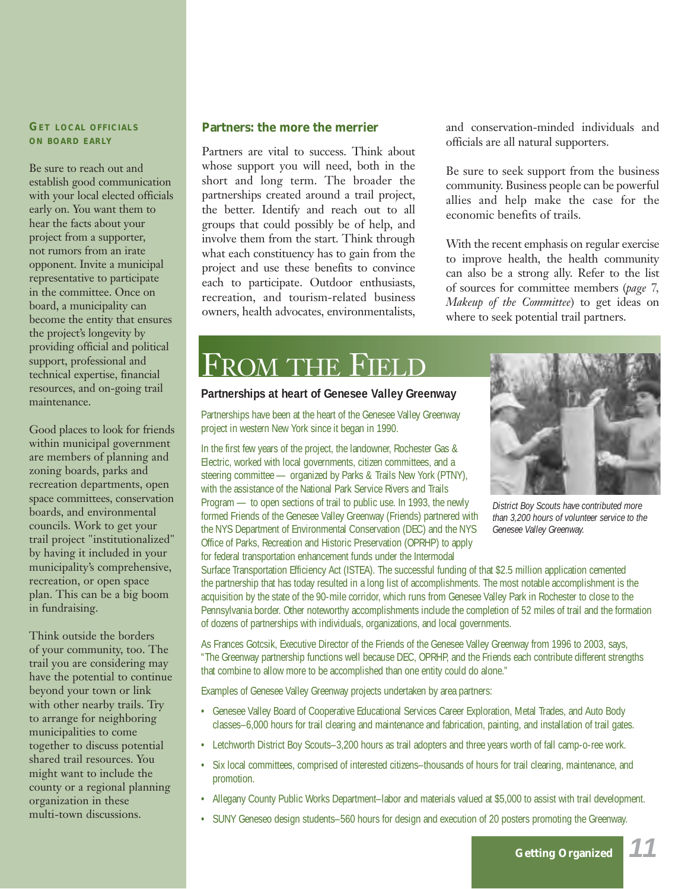#### GET LOCAL OFFICIALS ON BOARD EARLY

Be sure to reach out and establish good communication with your local elected officials early on. You want them to hear the facts about your project from a supporter, not rumors from an irate opponent. Invite a municipal representative to participate in the committee. Once on board, a municipality can become the entity that ensures the project's longevity by providing official and political support, professional and technical expertise, financial resources, and on-going trail maintenance.

Good places to look for friends within municipal government are members of planning and zoning boards, parks and recreation departments, open space committees, conservation boards, and environmental councils. Work to get your trail project "institutionalized" by having it included in your municipality's comprehensive, recreation, or open space plan. This can be a big boom in fundraising.

Think outside the borders of your community, too. The trail you are considering may have the potential to continue beyond your town or link with other nearby trails. Try to arrange for neighboring municipalities to come together to discuss potential shared trail resources. You might want to include the county or a regional planning organization in these multi-town discussions.

### Partners: the more the merrier

Partners are vital to success. Think about whose support you will need, both in the short and long term. The broader the partnerships created around a trail project, the better. Identify and reach out to all groups that could possibly be of help, and involve them from the start. Think through what each constituency has to gain from the project and use these benefits to convince each to participate. Outdoor enthusiasts, recreation, and tourism-related business owners, health advocates, environmentalists, and conservation-minded individuals and officials are all natural supporters.

Be sure to seek support from the business community. Business people can be powerful allies and help make the case for the economic benefits of trails.

With the recent emphasis on regular exercise to improve health, the health community can also be a strong ally. Refer to the list of sources for committee members (*page* 7, *Makeup of the Committee*) to get ideas on where to seek potential trail partners.

## FROM THE FIELD

### Partnerships at heart of Genesee Valley Greenway

Partnerships have been at the heart of the Genesee Valley Greenway project in western New York since it began in 1990.

In the first few years of the project, the landowner, Rochester Gas & Electric, worked with local governments, citizen committees, and a steering committee — organized by Parks & Trails New York (PTNY), with the assistance of the National Park Service Rivers and Trails Program — to open sections of trail to public use. In 1993, the newly formed Friends of the Genesee Valley Greenway (Friends) partnered with the NYS Department of Environmental Conservation (DEC) and the NYS Office of Parks, Recreation and Historic Preservation (OPRHP) to apply for federal transportation enhancement funds under the Intermodal Surface Transportation Efficiency Act (ISTEA). The successful funding of that $2.5 million application cemented the partnership that has today resulted in a long list of accomplishments. The most notable accomplishment is the acquisition by the state of the 90-mile corridor, which runs from Genesee Valley Park in Rochester to close to the Pennsylvania border. Other noteworthy accomplishments include the completion of 52 miles of trail and the formation of dozens of partnerships with individuals, organizations, and local governments.

*District Boy Scouts have contributed more than 3,200 hours of volunteer service to the Genesee Valley Greenway.*

As Frances Gotcsik, Executive Director of the Friends of the Genesee Valley Greenway from 1996 to 2003, says, "The Greenway partnership functions well because DEC, OPRHP, and the Friends each contribute different strengths that combine to allow more to be accomplished than one entity could do alone."

Examples of Genesee Valley Greenway projects undertaken by area partners:

- Genesee Valley Board of Cooperative Educational Services Career Exploration, Metal Trades, and Auto Body classes–6,000 hours for trail clearing and maintenance and fabrication, painting, and installation of trail gates.
- Letchworth District Boy Scouts–3,200 hours as trail adopters and three years worth of fall camp-o-ree work.
- Six local committees, comprised of interested citizens–thousands of hours for trail clearing, maintenance, and promotion.
- Allegany County Public Works Department–labor and materials valued at $5,000 to assist with trail development.
- SUNY Geneseo design students–560 hours for design and execution of 20 posters promoting the Greenway.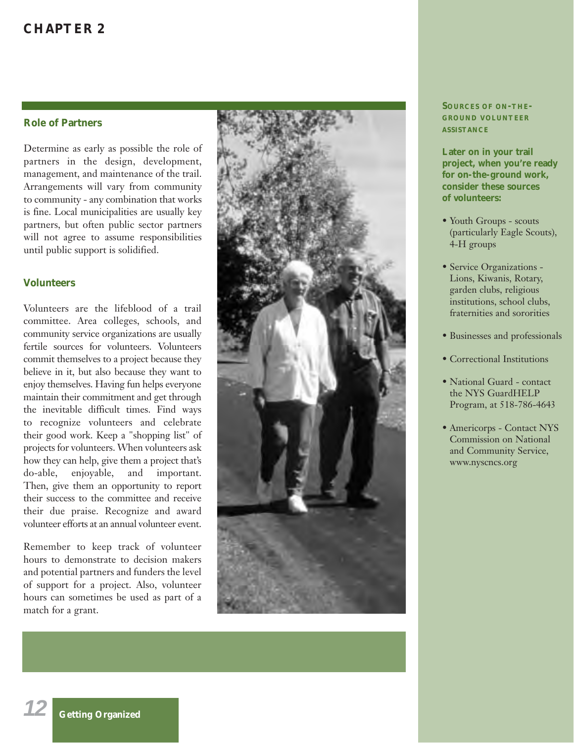## Role of Partners

Determine as early as possible the role of partners in the design, development, management, and maintenance of the trail. Arrangements will vary from community to community - any combination that works is fine. Local municipalities are usually key partners, but often public sector partners will not agree to assume responsibilities until public support is solidified.

## Volunteers

Volunteers are the lifeblood of a trail committee. Area colleges, schools, and community service organizations are usually fertile sources for volunteers. Volunteers commit themselves to a project because they believe in it, but also because they want to enjoy themselves. Having fun helps everyone maintain their commitment and get through the inevitable difficult times. Find ways to recognize volunteers and celebrate their good work. Keep a "shopping list" of projects for volunteers. When volunteers ask how they can help, give them a project that's do-able, enjoyable, and important. Then, give them an opportunity to report their success to the committee and receive their due praise. Recognize and award volunteer efforts at an annual volunteer event.

Remember to keep track of volunteer hours to demonstrate to decision makers and potential partners and funders the level of support for a project. Also, volunteer hours can sometimes be used as part of a match for a grant.

### Sources of On-the-Ground Volunteer Assistance

**Later on in your trail project, when you're ready for on-the-ground work, consider these sources of volunteers:**

- Youth Groups - scouts (particularly Eagle Scouts), 4-H groups
- Service Organizations - Lions, Kiwanis, Rotary, garden clubs, religious institutions, school clubs, fraternities and sororities
- Businesses and professionals
- Correctional Institutions
- National Guard - contact the NYS GuardHELP Program, at 518-786-4643
- Americorps - Contact NYS Commission on National and Community Service, www.nyscncs.org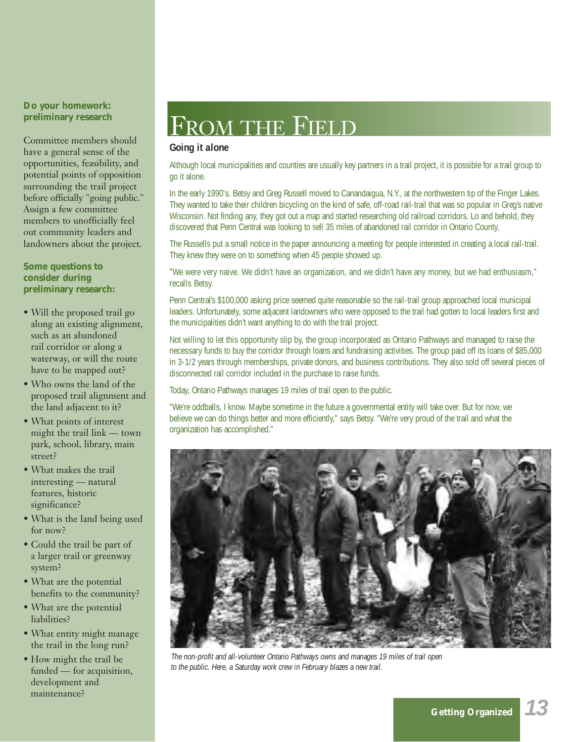### Do your homework: preliminary research

Committee members should have a general sense of the opportunities, feasibility, and potential points of opposition surrounding the trail project before officially "going public." Assign a few committee members to unofficially feel out community leaders and landowners about the project.

### Some questions to consider during preliminary research:

- Will the proposed trail go along an existing alignment, such as an abandoned rail corridor or along a waterway, or will the route have to be mapped out?
- Who owns the land of the proposed trail alignment and the land adjacent to it?
- What points of interest might the trail link — town park, school, library, main street?
- What makes the trail interesting — natural features, historic significance?
- What is the land being used for now?
- Could the trail be part of a larger trail or greenway system?
- What are the potential benefits to the community?
- What are the potential liabilities?
- What entity might manage the trail in the long run?
- How might the trail be funded — for acquisition, development and maintenance?

# From the Field

### Going it alone

Although local municipalities and counties are usually key partners in a trail project, it is possible for a trail group to go it alone.

In the early 1990's. Betsy and Greg Russell moved to Canandaigua, N.Y., at the northwestern tip of the Finger Lakes. They wanted to take their children bicycling on the kind of safe, off-road rail-trail that was so popular in Greg's native Wisconsin. Not finding any, they got out a map and started researching old railroad corridors. Lo and behold, they discovered that Penn Central was looking to sell 35 miles of abandoned rail corridor in Ontario County.

The Russells put a small notice in the paper announcing a meeting for people interested in creating a local rail-trail. They knew they were on to something when 45 people showed up.

"We were very naive. We didn't have an organization, and we didn't have any money, but we had enthusiasm," recalls Betsy.

Penn Central's $100,000 asking price seemed quite reasonable so the rail-trail group approached local municipal leaders. Unfortunately, some adjacent landowners who were opposed to the trail had gotten to local leaders first and the municipalities didn't want anything to do with the trail project.

Not willing to let this opportunity slip by, the group incorporated as Ontario Pathways and managed to raise the necessary funds to buy the corridor through loans and fundraising activities. The group paid off its loans of $85,000 in 3-1/2 years through memberships, private donors, and business contributions. They also sold off several pieces of disconnected rail corridor included in the purchase to raise funds.

Today, Ontario Pathways manages 19 miles of trail open to the public.

"We're oddballs, I know. Maybe sometime in the future a governmental entity will take over. But for now, we believe we can do things better and more efficiently," says Betsy. "We're very proud of the trail and what the organization has accomplished."

*The non-profit and all-volunteer Ontario Pathways owns and manages 19 miles of trail open to the public. Here, a Saturday work crew in February blazes a new trail.*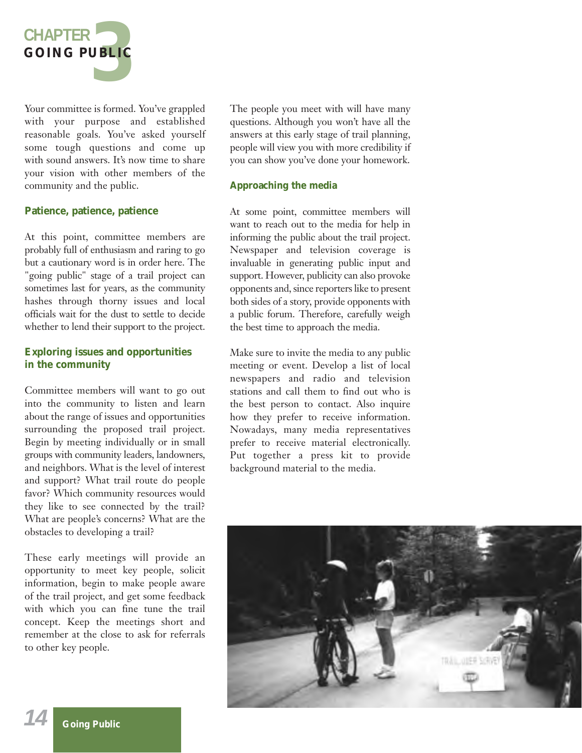# CHAPTER 3
## GOING PUBLIC

Your committee is formed. You've grappled with your purpose and established reasonable goals. You've asked yourself some tough questions and come up with sound answers. It's now time to share your vision with other members of the community and the public.

### Patience, patience, patience

At this point, committee members are probably full of enthusiasm and raring to go but a cautionary word is in order here. The "going public" stage of a trail project can sometimes last for years, as the community hashes through thorny issues and local officials wait for the dust to settle to decide whether to lend their support to the project.

### Exploring issues and opportunities in the community

Committee members will want to go out into the community to listen and learn about the range of issues and opportunities surrounding the proposed trail project. Begin by meeting individually or in small groups with community leaders, landowners, and neighbors. What is the level of interest and support? What trail route do people favor? Which community resources would they like to see connected by the trail? What are people's concerns? What are the obstacles to developing a trail?

These early meetings will provide an opportunity to meet key people, solicit information, begin to make people aware of the trail project, and get some feedback with which you can fine tune the trail concept. Keep the meetings short and remember at the close to ask for referrals to other key people.

The people you meet with will have many questions. Although you won't have all the answers at this early stage of trail planning, people will view you with more credibility if you can show you've done your homework.

### Approaching the media

At some point, committee members will want to reach out to the media for help in informing the public about the trail project. Newspaper and television coverage is invaluable in generating public input and support. However, publicity can also provoke opponents and, since reporters like to present both sides of a story, provide opponents with a public forum. Therefore, carefully weigh the best time to approach the media.

Make sure to invite the media to any public meeting or event. Develop a list of local newspapers and radio and television stations and call them to find out who is the best person to contact. Also inquire how they prefer to receive information. Nowadays, many media representatives prefer to receive material electronically. Put together a press kit to provide background material to the media.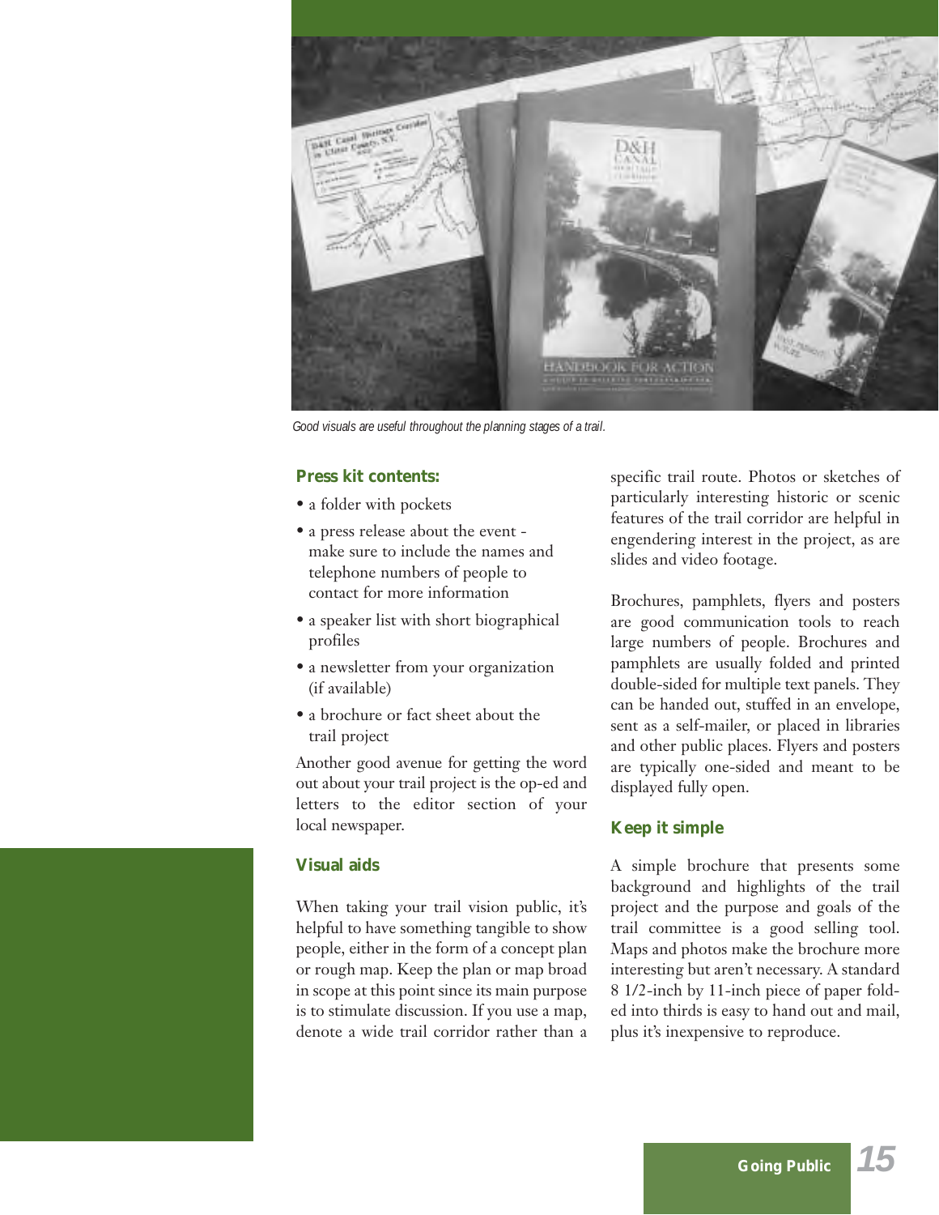*Good visuals are useful throughout the planning stages of a trail.*

### Press kit contents:

- a folder with pockets
- a press release about the event - make sure to include the names and telephone numbers of people to contact for more information
- a speaker list with short biographical profiles
- a newsletter from your organization (if available)
- a brochure or fact sheet about the trail project

Another good avenue for getting the word out about your trail project is the op-ed and letters to the editor section of your local newspaper.

### Visual aids

When taking your trail vision public, it's helpful to have something tangible to show people, either in the form of a concept plan or rough map. Keep the plan or map broad in scope at this point since its main purpose is to stimulate discussion. If you use a map, denote a wide trail corridor rather than a specific trail route. Photos or sketches of particularly interesting historic or scenic features of the trail corridor are helpful in engendering interest in the project, as are slides and video footage.

Brochures, pamphlets, flyers and posters are good communication tools to reach large numbers of people. Brochures and pamphlets are usually folded and printed double-sided for multiple text panels. They can be handed out, stuffed in an envelope, sent as a self-mailer, or placed in libraries and other public places. Flyers and posters are typically one-sided and meant to be displayed fully open.

### Keep it simple

A simple brochure that presents some background and highlights of the trail project and the purpose and goals of the trail committee is a good selling tool. Maps and photos make the brochure more interesting but aren't necessary. A standard 8 1/2-inch by 11-inch piece of paper folded into thirds is easy to hand out and mail, plus it's inexpensive to reproduce.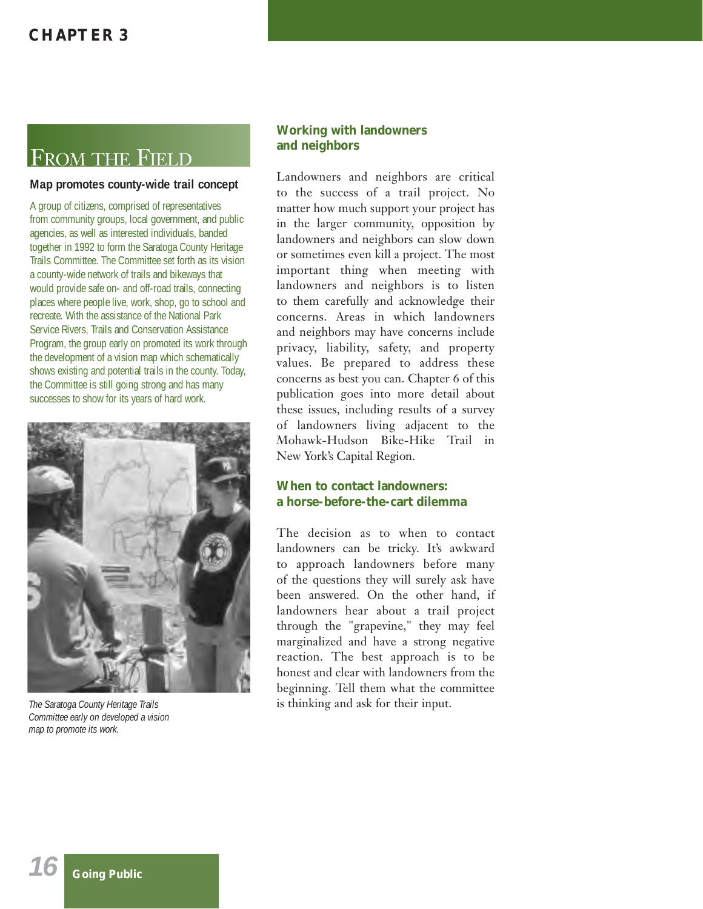## From the Field

**Map promotes county-wide trail concept**

A group of citizens, comprised of representatives from community groups, local government, and public agencies, as well as interested individuals, banded together in 1992 to form the Saratoga County Heritage Trails Committee. The Committee set forth as its vision a county-wide network of trails and bikeways that would provide safe on- and off-road trails, connecting places where people live, work, shop, go to school and recreate. With the assistance of the National Park Service Rivers, Trails and Conservation Assistance Program, the group early on promoted its work through the development of a vision map which schematically shows existing and potential trails in the county. Today, the Committee is still going strong and has many successes to show for its years of hard work.

*The Saratoga County Heritage Trails Committee early on developed a vision map to promote its work.*

### Working with landowners and neighbors

Landowners and neighbors are critical to the success of a trail project. No matter how much support your project has in the larger community, opposition by landowners and neighbors can slow down or sometimes even kill a project. The most important thing when meeting with landowners and neighbors is to listen to them carefully and acknowledge their concerns. Areas in which landowners and neighbors may have concerns include privacy, liability, safety, and property values. Be prepared to address these concerns as best you can. Chapter 6 of this publication goes into more detail about these issues, including results of a survey of landowners living adjacent to the Mohawk-Hudson Bike-Hike Trail in New York's Capital Region.

### When to contact landowners: a horse-before-the-cart dilemma

The decision as to when to contact landowners can be tricky. It's awkward to approach landowners before many of the questions they will surely ask have been answered. On the other hand, if landowners hear about a trail project through the "grapevine," they may feel marginalized and have a strong negative reaction. The best approach is to be honest and clear with landowners from the beginning. Tell them what the committee is thinking and ask for their input.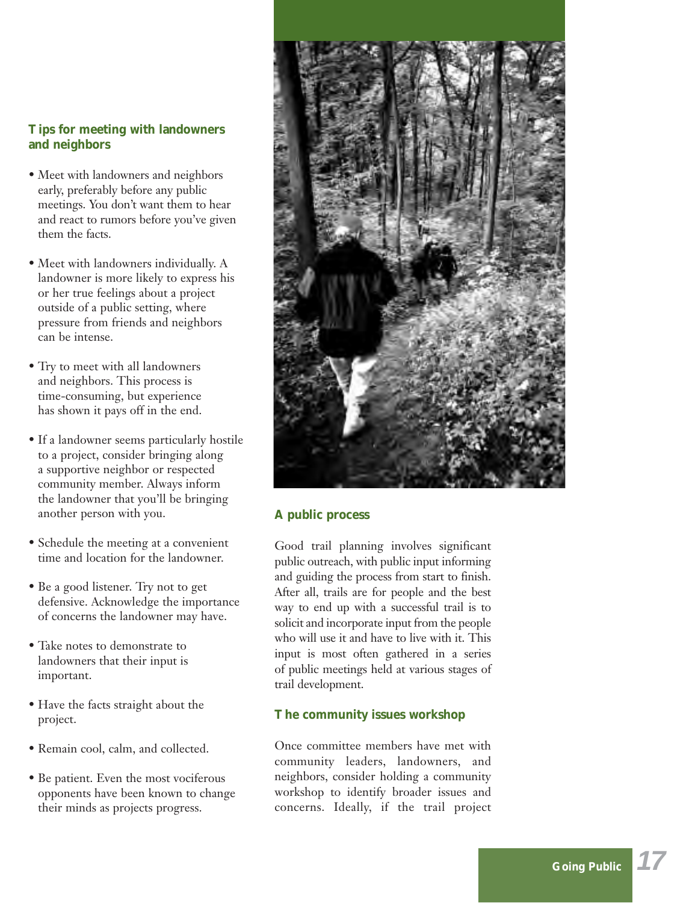### Tips for meeting with landowners and neighbors

- Meet with landowners and neighbors early, preferably before any public meetings. You don't want them to hear and react to rumors before you've given them the facts.
- Meet with landowners individually. A landowner is more likely to express his or her true feelings about a project outside of a public setting, where pressure from friends and neighbors can be intense.
- Try to meet with all landowners and neighbors. This process is time-consuming, but experience has shown it pays off in the end.
- If a landowner seems particularly hostile to a project, consider bringing along a supportive neighbor or respected community member. Always inform the landowner that you'll be bringing another person with you.
- Schedule the meeting at a convenient time and location for the landowner.
- Be a good listener. Try not to get defensive. Acknowledge the importance of concerns the landowner may have.
- Take notes to demonstrate to landowners that their input is important.
- Have the facts straight about the project.
- Remain cool, calm, and collected.
- Be patient. Even the most vociferous opponents have been known to change their minds as projects progress.

### A public process

Good trail planning involves significant public outreach, with public input informing and guiding the process from start to finish. After all, trails are for people and the best way to end up with a successful trail is to solicit and incorporate input from the people who will use it and have to live with it. This input is most often gathered in a series of public meetings held at various stages of trail development.

### The community issues workshop

Once committee members have met with community leaders, landowners, and neighbors, consider holding a community workshop to identify broader issues and concerns. Ideally, if the trail project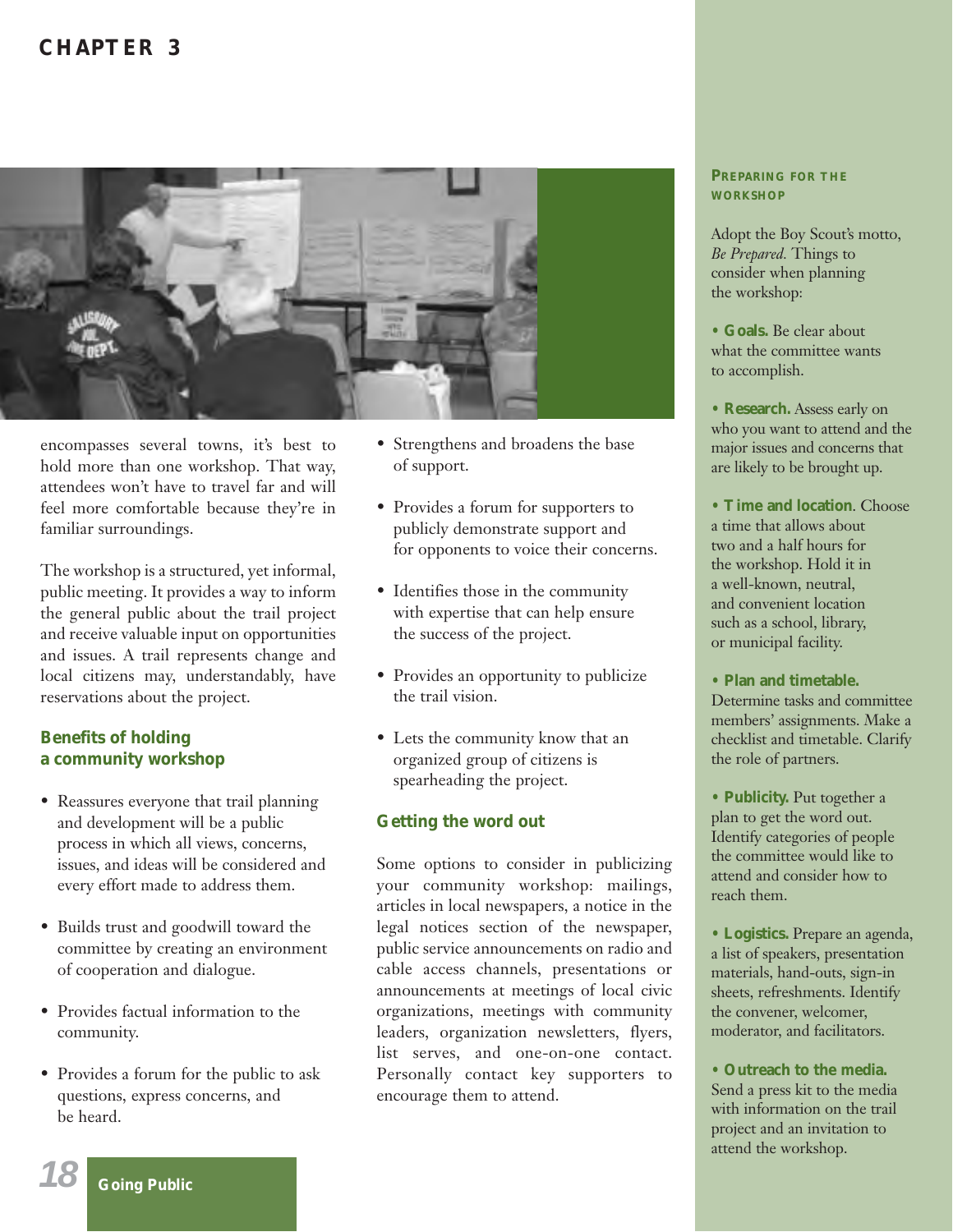encompasses several towns, it's best to hold more than one workshop. That way, attendees won't have to travel far and will feel more comfortable because they're in familiar surroundings.

The workshop is a structured, yet informal, public meeting. It provides a way to inform the general public about the trail project and receive valuable input on opportunities and issues. A trail represents change and local citizens may, understandably, have reservations about the project.

### Benefits of holding a community workshop

- Reassures everyone that trail planning and development will be a public process in which all views, concerns, issues, and ideas will be considered and every effort made to address them.
- Builds trust and goodwill toward the committee by creating an environment of cooperation and dialogue.
- Provides factual information to the community.
- Provides a forum for the public to ask questions, express concerns, and be heard.
- Strengthens and broadens the base of support.
- Provides a forum for supporters to publicly demonstrate support and for opponents to voice their concerns.
- Identifies those in the community with expertise that can help ensure the success of the project.
- Provides an opportunity to publicize the trail vision.
- Lets the community know that an organized group of citizens is spearheading the project.

### Getting the word out

Some options to consider in publicizing your community workshop: mailings, articles in local newspapers, a notice in the legal notices section of the newspaper, public service announcements on radio and cable access channels, presentations or announcements at meetings of local civic organizations, meetings with community leaders, organization newsletters, flyers, list serves, and one-on-one contact. Personally contact key supporters to encourage them to attend.

### Preparing for the workshop

Adopt the Boy Scout's motto, *Be Prepared.* Things to consider when planning the workshop:

- **Goals.** Be clear about what the committee wants to accomplish.
- **Research.** Assess early on who you want to attend and the major issues and concerns that are likely to be brought up.
- **Time and location**. Choose a time that allows about two and a half hours for the workshop. Hold it in a well-known, neutral, and convenient location such as a school, library, or municipal facility.
- **Plan and timetable.** Determine tasks and committee members' assignments. Make a checklist and timetable. Clarify the role of partners.
- **Publicity.** Put together a plan to get the word out. Identify categories of people the committee would like to attend and consider how to reach them.
- **Logistics.** Prepare an agenda, a list of speakers, presentation materials, hand-outs, sign-in sheets, refreshments. Identify the convener, welcomer, moderator, and facilitators.
- **Outreach to the media.** Send a press kit to the media with information on the trail project and an invitation to attend the workshop.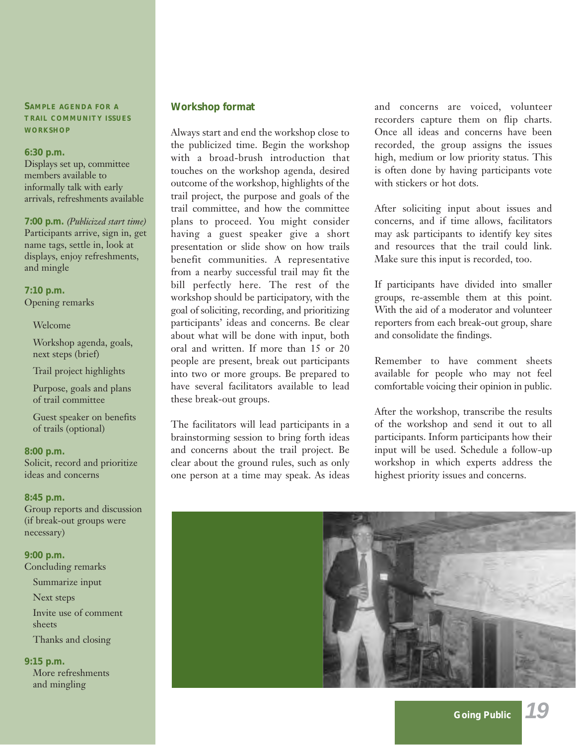### Sample agenda for a trail community issues workshop

**6:30 p.m.**
Displays set up, committee members available to informally talk with early arrivals, refreshments available

**7:00 p.m.** *(Publicized start time)*
Participants arrive, sign in, get name tags, settle in, look at displays, enjoy refreshments, and mingle

**7:10 p.m.**
Opening remarks

- Welcome
- Workshop agenda, goals, next steps (brief)
- Trail project highlights
- Purpose, goals and plans of trail committee
- Guest speaker on benefits of trails (optional)

**8:00 p.m.**
Solicit, record and prioritize ideas and concerns

**8:45 p.m.**
Group reports and discussion (if break-out groups were necessary)

**9:00 p.m.**
Concluding remarks

- Summarize input
- Next steps
- Invite use of comment sheets
- Thanks and closing

**9:15 p.m.**
More refreshments and mingling

## Workshop format

Always start and end the workshop close to the publicized time. Begin the workshop with a broad-brush introduction that touches on the workshop agenda, desired outcome of the workshop, highlights of the trail project, the purpose and goals of the trail committee, and how the committee plans to proceed. You might consider having a guest speaker give a short presentation or slide show on how trails benefit communities. A representative from a nearby successful trail may fit the bill perfectly here. The rest of the workshop should be participatory, with the goal of soliciting, recording, and prioritizing participants' ideas and concerns. Be clear about what will be done with input, both oral and written. If more than 15 or 20 people are present, break out participants into two or more groups. Be prepared to have several facilitators available to lead these break-out groups.

The facilitators will lead participants in a brainstorming session to bring forth ideas and concerns about the trail project. Be clear about the ground rules, such as only one person at a time may speak. As ideas and concerns are voiced, volunteer recorders capture them on flip charts. Once all ideas and concerns have been recorded, the group assigns the issues high, medium or low priority status. This is often done by having participants vote with stickers or hot dots.

After soliciting input about issues and concerns, and if time allows, facilitators may ask participants to identify key sites and resources that the trail could link. Make sure this input is recorded, too.

If participants have divided into smaller groups, re-assemble them at this point. With the aid of a moderator and volunteer reporters from each break-out group, share and consolidate the findings.

Remember to have comment sheets available for people who may not feel comfortable voicing their opinion in public.

After the workshop, transcribe the results of the workshop and send it out to all participants. Inform participants how their input will be used. Schedule a follow-up workshop in which experts address the highest priority issues and concerns.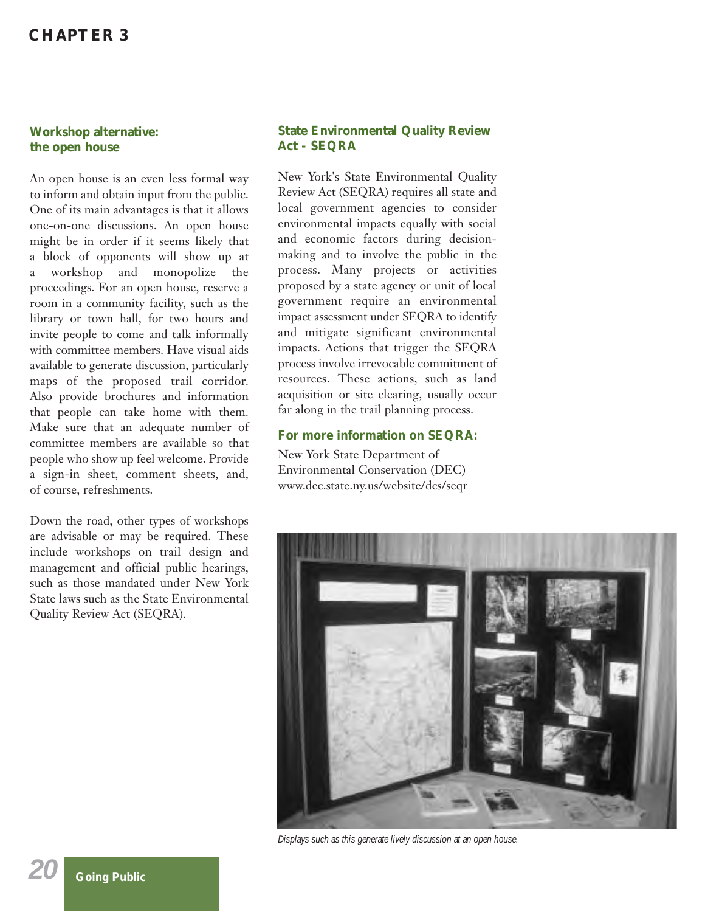### Workshop alternative: the open house

An open house is an even less formal way to inform and obtain input from the public. One of its main advantages is that it allows one-on-one discussions. An open house might be in order if it seems likely that a block of opponents will show up at a workshop and monopolize the proceedings. For an open house, reserve a room in a community facility, such as the library or town hall, for two hours and invite people to come and talk informally with committee members. Have visual aids available to generate discussion, particularly maps of the proposed trail corridor. Also provide brochures and information that people can take home with them. Make sure that an adequate number of committee members are available so that people who show up feel welcome. Provide a sign-in sheet, comment sheets, and, of course, refreshments.

Down the road, other types of workshops are advisable or may be required. These include workshops on trail design and management and official public hearings, such as those mandated under New York State laws such as the State Environmental Quality Review Act (SEQRA).

### State Environmental Quality Review Act - SEQRA

New York's State Environmental Quality Review Act (SEQRA) requires all state and local government agencies to consider environmental impacts equally with social and economic factors during decision-making and to involve the public in the process. Many projects or activities proposed by a state agency or unit of local government require an environmental impact assessment under SEQRA to identify and mitigate significant environmental impacts. Actions that trigger the SEQRA process involve irrevocable commitment of resources. These actions, such as land acquisition or site clearing, usually occur far along in the trail planning process.

#### For more information on SEQRA:

New York State Department of Environmental Conservation (DEC)
www.dec.state.ny.us/website/dcs/seqr

*Displays such as this generate lively discussion at an open house.*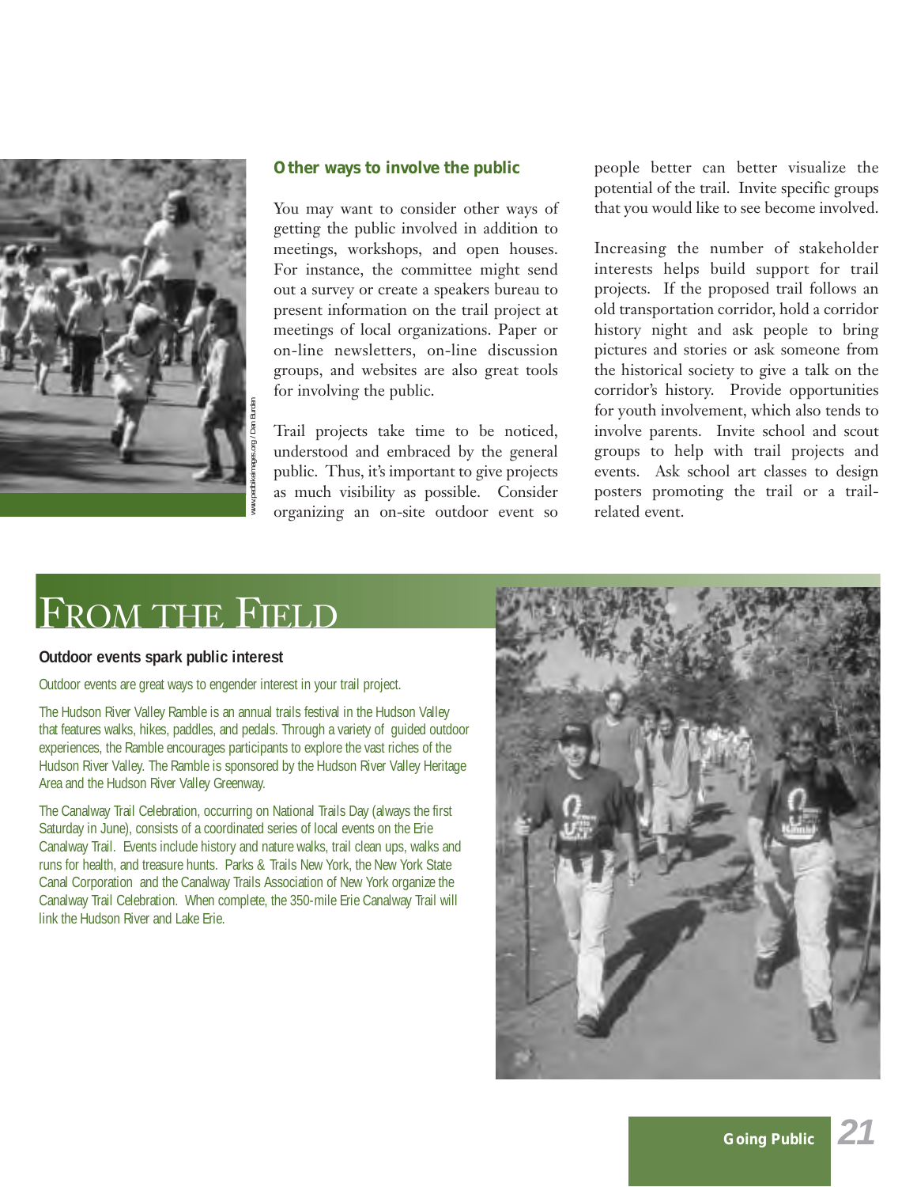## Other ways to involve the public

You may want to consider other ways of getting the public involved in addition to meetings, workshops, and open houses. For instance, the committee might send out a survey or create a speakers bureau to present information on the trail project at meetings of local organizations. Paper or on-line newsletters, on-line discussion groups, and websites are also great tools for involving the public.

Trail projects take time to be noticed, understood and embraced by the general public. Thus, it's important to give projects as much visibility as possible. Consider organizing an on-site outdoor event so people better can better visualize the potential of the trail. Invite specific groups that you would like to see become involved.

Increasing the number of stakeholder interests helps build support for trail projects. If the proposed trail follows an old transportation corridor, hold a corridor history night and ask people to bring pictures and stories or ask someone from the historical society to give a talk on the corridor's history. Provide opportunities for youth involvement, which also tends to involve parents. Invite school and scout groups to help with trail projects and events. Ask school art classes to design posters promoting the trail or a trail-related event.

www.pedbikeimages.org / Dan Burden

# From the Field

### Outdoor events spark public interest

Outdoor events are great ways to engender interest in your trail project.

The Hudson River Valley Ramble is an annual trails festival in the Hudson Valley that features walks, hikes, paddles, and pedals. Through a variety of guided outdoor experiences, the Ramble encourages participants to explore the vast riches of the Hudson River Valley. The Ramble is sponsored by the Hudson River Valley Heritage Area and the Hudson River Valley Greenway.

The Canalway Trail Celebration, occurring on National Trails Day (always the first Saturday in June), consists of a coordinated series of local events on the Erie Canalway Trail. Events include history and nature walks, trail clean ups, walks and runs for health, and treasure hunts. Parks & Trails New York, the New York State Canal Corporation and the Canalway Trails Association of New York organize the Canalway Trail Celebration. When complete, the 350-mile Erie Canalway Trail will link the Hudson River and Lake Erie.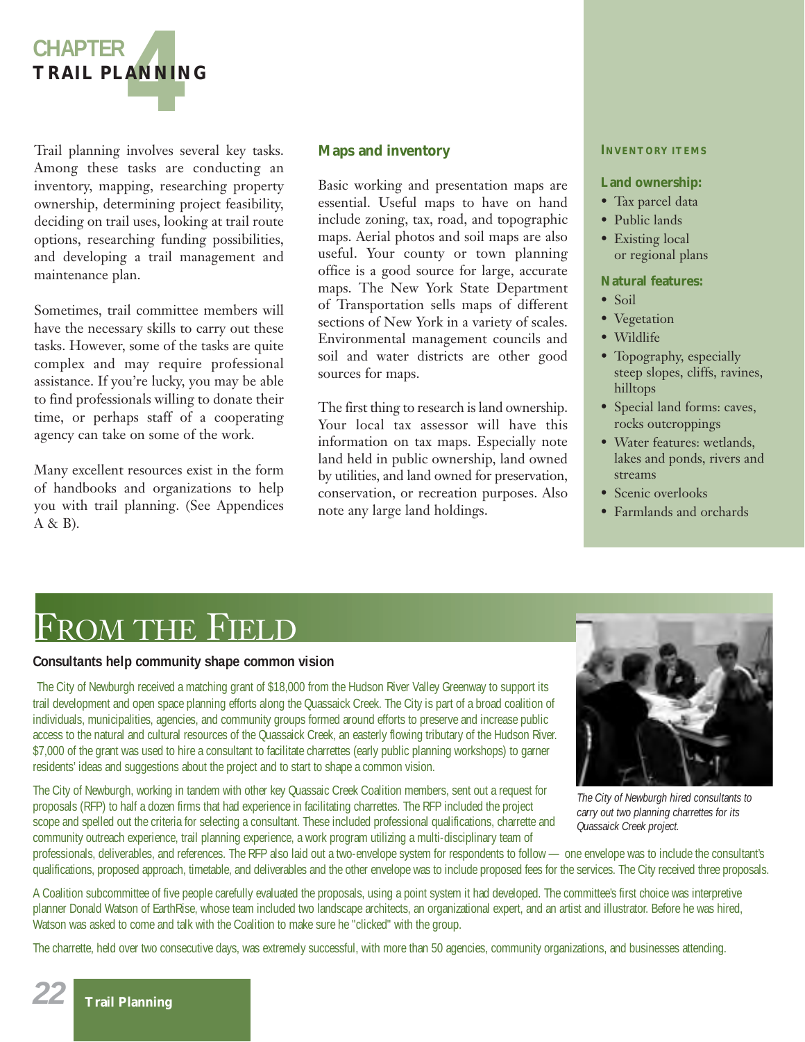# CHAPTER 4
## TRAIL PLANNING

Trail planning involves several key tasks. Among these tasks are conducting an inventory, mapping, researching property ownership, determining project feasibility, deciding on trail uses, looking at trail route options, researching funding possibilities, and developing a trail management and maintenance plan.

Sometimes, trail committee members will have the necessary skills to carry out these tasks. However, some of the tasks are quite complex and may require professional assistance. If you're lucky, you may be able to find professionals willing to donate their time, or perhaps staff of a cooperating agency can take on some of the work.

Many excellent resources exist in the form of handbooks and organizations to help you with trail planning. (See Appendices A & B).

### Maps and inventory

Basic working and presentation maps are essential. Useful maps to have on hand include zoning, tax, road, and topographic maps. Aerial photos and soil maps are also useful. Your county or town planning office is a good source for large, accurate maps. The New York State Department of Transportation sells maps of different sections of New York in a variety of scales. Environmental management councils and soil and water districts are other good sources for maps.

The first thing to research is land ownership. Your local tax assessor will have this information on tax maps. Especially note land held in public ownership, land owned by utilities, and land owned for preservation, conservation, or recreation purposes. Also note any large land holdings.

#### INVENTORY ITEMS

**Land ownership:**

- Tax parcel data
- Public lands
- Existing local or regional plans

**Natural features:**

- Soil
- Vegetation
- Wildlife
- Topography, especially steep slopes, cliffs, ravines, hilltops
- Special land forms: caves, rocks outcroppings
- Water features: wetlands, lakes and ponds, rivers and streams
- Scenic overlooks
- Farmlands and orchards

## FROM THE FIELD

### Consultants help community shape common vision

The City of Newburgh received a matching grant of $18,000 from the Hudson River Valley Greenway to support its trail development and open space planning efforts along the Quassaick Creek. The City is part of a broad coalition of individuals, municipalities, agencies, and community groups formed around efforts to preserve and increase public access to the natural and cultural resources of the Quassaick Creek, an easterly flowing tributary of the Hudson River. $7,000 of the grant was used to hire a consultant to facilitate charrettes (early public planning workshops) to garner residents' ideas and suggestions about the project and to start to shape a common vision.

*The City of Newburgh hired consultants to carry out two planning charrettes for its Quassaick Creek project.*

The City of Newburgh, working in tandem with other key Quassaic Creek Coalition members, sent out a request for proposals (RFP) to half a dozen firms that had experience in facilitating charrettes. The RFP included the project scope and spelled out the criteria for selecting a consultant. These included professional qualifications, charrette and community outreach experience, trail planning experience, a work program utilizing a multi-disciplinary team of professionals, deliverables, and references. The RFP also laid out a two-envelope system for respondents to follow — one envelope was to include the consultant's qualifications, proposed approach, timetable, and deliverables and the other envelope was to include proposed fees for the services. The City received three proposals.

A Coalition subcommittee of five people carefully evaluated the proposals, using a point system it had developed. The committee's first choice was interpretive planner Donald Watson of EarthRise, whose team included two landscape architects, an organizational expert, and an artist and illustrator. Before he was hired, Watson was asked to come and talk with the Coalition to make sure he "clicked" with the group.

The charrette, held over two consecutive days, was extremely successful, with more than 50 agencies, community organizations, and businesses attending.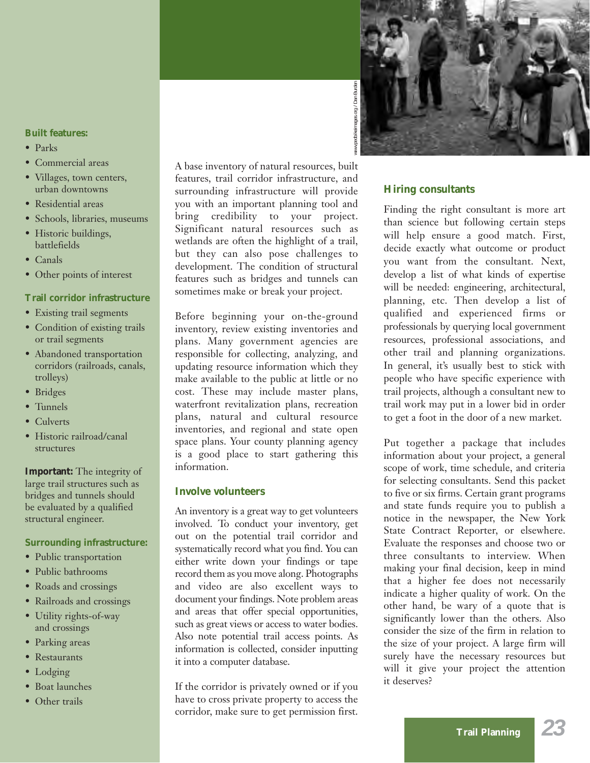**Built features:**

- Parks
- Commercial areas
- Villages, town centers, urban downtowns
- Residential areas
- Schools, libraries, museums
- Historic buildings, battlefields
- Canals
- Other points of interest

**Trail corridor infrastructure**

- Existing trail segments
- Condition of existing trails or trail segments
- Abandoned transportation corridors (railroads, canals, trolleys)
- Bridges
- Tunnels
- Culverts
- Historic railroad/canal structures

**Important:** The integrity of large trail structures such as bridges and tunnels should be evaluated by a qualified structural engineer.

**Surrounding infrastructure:**

- Public transportation
- Public bathrooms
- Roads and crossings
- Railroads and crossings
- Utility rights-of-way and crossings
- Parking areas
- Restaurants
- Lodging
- Boat launches
- Other trails

www.pedbikeimages.org / Dan Burden

A base inventory of natural resources, built features, trail corridor infrastructure, and surrounding infrastructure will provide you with an important planning tool and bring credibility to your project. Significant natural resources such as wetlands are often the highlight of a trail, but they can also pose challenges to development. The condition of structural features such as bridges and tunnels can sometimes make or break your project.

Before beginning your on-the-ground inventory, review existing inventories and plans. Many government agencies are responsible for collecting, analyzing, and updating resource information which they make available to the public at little or no cost. These may include master plans, waterfront revitalization plans, recreation plans, natural and cultural resource inventories, and regional and state open space plans. Your county planning agency is a good place to start gathering this information.

### Involve volunteers

An inventory is a great way to get volunteers involved. To conduct your inventory, get out on the potential trail corridor and systematically record what you find. You can either write down your findings or tape record them as you move along. Photographs and video are also excellent ways to document your findings. Note problem areas and areas that offer special opportunities, such as great views or access to water bodies. Also note potential trail access points. As information is collected, consider inputting it into a computer database.

If the corridor is privately owned or if you have to cross private property to access the corridor, make sure to get permission first.

### Hiring consultants

Finding the right consultant is more art than science but following certain steps will help ensure a good match. First, decide exactly what outcome or product you want from the consultant. Next, develop a list of what kinds of expertise will be needed: engineering, architectural, planning, etc. Then develop a list of qualified and experienced firms or professionals by querying local government resources, professional associations, and other trail and planning organizations. In general, it's usually best to stick with people who have specific experience with trail projects, although a consultant new to trail work may put in a lower bid in order to get a foot in the door of a new market.

Put together a package that includes information about your project, a general scope of work, time schedule, and criteria for selecting consultants. Send this packet to five or six firms. Certain grant programs and state funds require you to publish a notice in the newspaper, the New York State Contract Reporter, or elsewhere. Evaluate the responses and choose two or three consultants to interview. When making your final decision, keep in mind that a higher fee does not necessarily indicate a higher quality of work. On the other hand, be wary of a quote that is significantly lower than the others. Also consider the size of the firm in relation to the size of your project. A large firm will surely have the necessary resources but will it give your project the attention it deserves?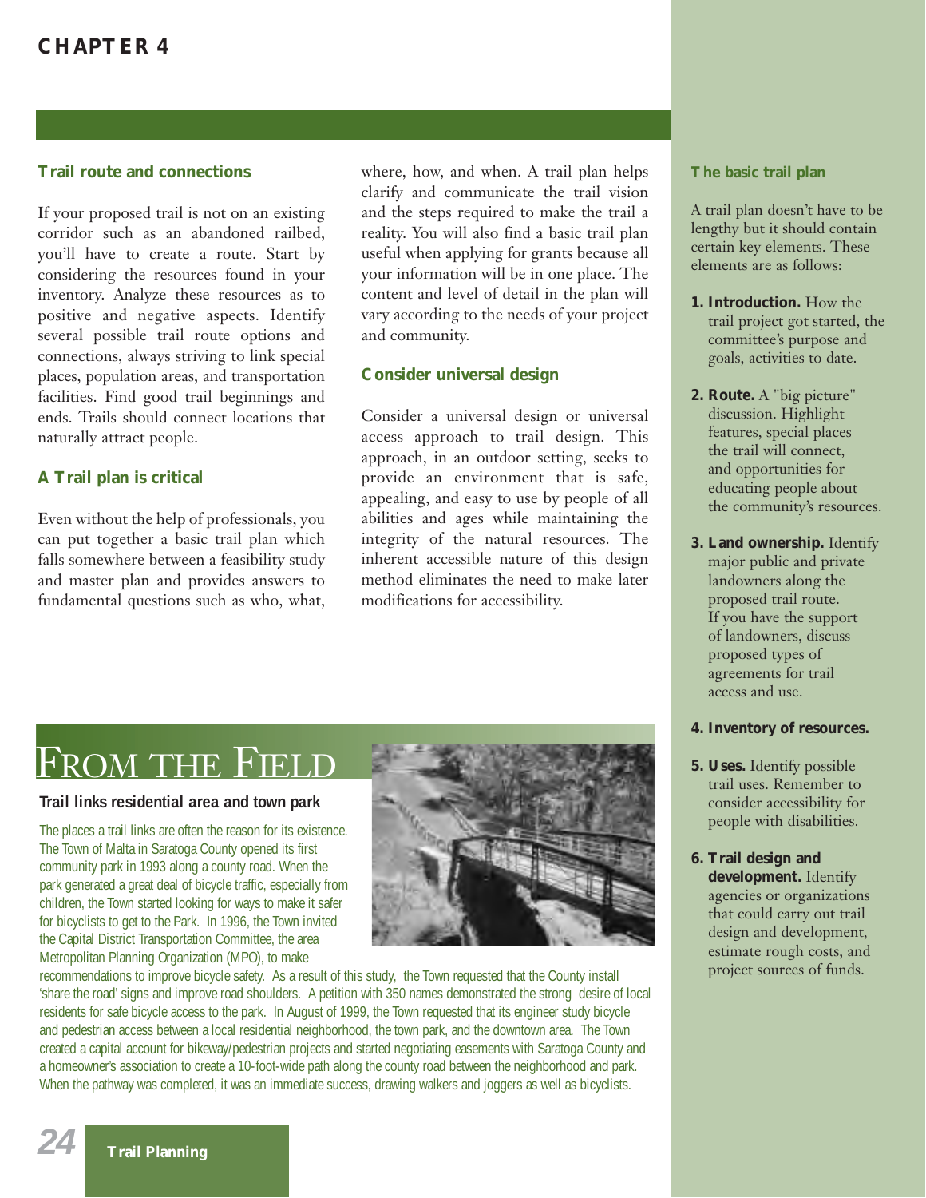## Trail route and connections

If your proposed trail is not on an existing corridor such as an abandoned railbed, you'll have to create a route. Start by considering the resources found in your inventory. Analyze these resources as to positive and negative aspects. Identify several possible trail route options and connections, always striving to link special places, population areas, and transportation facilities. Find good trail beginnings and ends. Trails should connect locations that naturally attract people.

## A Trail plan is critical

Even without the help of professionals, you can put together a basic trail plan which falls somewhere between a feasibility study and master plan and provides answers to fundamental questions such as who, what, where, how, and when. A trail plan helps clarify and communicate the trail vision and the steps required to make the trail a reality. You will also find a basic trail plan useful when applying for grants because all your information will be in one place. The content and level of detail in the plan will vary according to the needs of your project and community.

## Consider universal design

Consider a universal design or universal access approach to trail design. This approach, in an outdoor setting, seeks to provide an environment that is safe, appealing, and easy to use by people of all abilities and ages while maintaining the integrity of the natural resources. The inherent accessible nature of this design method eliminates the need to make later modifications for accessibility.

# From the Field

### Trail links residential area and town park

The places a trail links are often the reason for its existence. The Town of Malta in Saratoga County opened its first community park in 1993 along a county road. When the park generated a great deal of bicycle traffic, especially from children, the Town started looking for ways to make it safer for bicyclists to get to the Park. In 1996, the Town invited the Capital District Transportation Committee, the area Metropolitan Planning Organization (MPO), to make recommendations to improve bicycle safety. As a result of this study, the Town requested that the County install 'share the road' signs and improve road shoulders. A petition with 350 names demonstrated the strong desire of local residents for safe bicycle access to the park. In August of 1999, the Town requested that its engineer study bicycle and pedestrian access between a local residential neighborhood, the town park, and the downtown area. The Town created a capital account for bikeway/pedestrian projects and started negotiating easements with Saratoga County and a homeowner's association to create a 10-foot-wide path along the county road between the neighborhood and park. When the pathway was completed, it was an immediate success, drawing walkers and joggers as well as bicyclists.

## The basic trail plan

A trail plan doesn't have to be lengthy but it should contain certain key elements. These elements are as follows:

1. **Introduction.** How the trail project got started, the committee's purpose and goals, activities to date.
2. **Route.** A "big picture" discussion. Highlight features, special places the trail will connect, and opportunities for educating people about the community's resources.
3. **Land ownership.** Identify major public and private landowners along the proposed trail route. If you have the support of landowners, discuss proposed types of agreements for trail access and use.
4. **Inventory of resources.**
5. **Uses.** Identify possible trail uses. Remember to consider accessibility for people with disabilities.
6. **Trail design and development.** Identify agencies or organizations that could carry out trail design and development, estimate rough costs, and project sources of funds.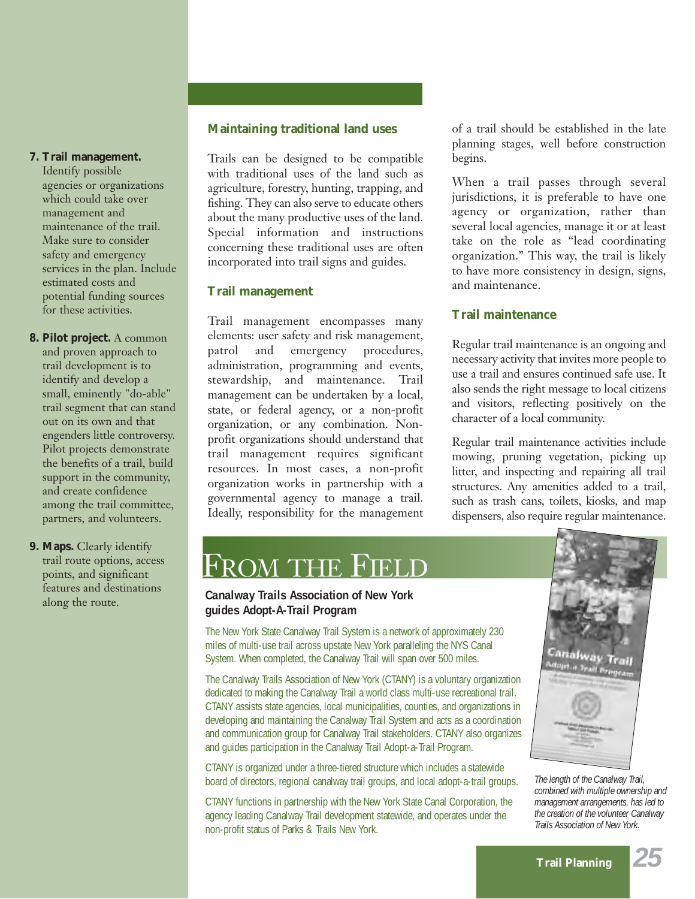7. **Trail management.** Identify possible agencies or organizations which could take over management and maintenance of the trail. Make sure to consider safety and emergency services in the plan. Include estimated costs and potential funding sources for these activities.

8. **Pilot project.** A common and proven approach to trail development is to identify and develop a small, eminently "do-able" trail segment that can stand out on its own and that engenders little controversy. Pilot projects demonstrate the benefits of a trail, build support in the community, and create confidence among the trail committee, partners, and volunteers.

9. **Maps.** Clearly identify trail route options, access points, and significant features and destinations along the route.

### Maintaining traditional land uses

Trails can be designed to be compatible with traditional uses of the land such as agriculture, forestry, hunting, trapping, and fishing. They can also serve to educate others about the many productive uses of the land. Special information and instructions concerning these traditional uses are often incorporated into trail signs and guides.

### Trail management

Trail management encompasses many elements: user safety and risk management, patrol and emergency procedures, administration, programming and events, stewardship, and maintenance. Trail management can be undertaken by a local, state, or federal agency, or a non-profit organization, or any combination. Non-profit organizations should understand that trail management requires significant resources. In most cases, a non-profit organization works in partnership with a governmental agency to manage a trail. Ideally, responsibility for the management of a trail should be established in the late planning stages, well before construction begins.

When a trail passes through several jurisdictions, it is preferable to have one agency or organization, rather than several local agencies, manage it or at least take on the role as "lead coordinating organization." This way, the trail is likely to have more consistency in design, signs, and maintenance.

### Trail maintenance

Regular trail maintenance is an ongoing and necessary activity that invites more people to use a trail and ensures continued safe use. It also sends the right message to local citizens and visitors, reflecting positively on the character of a local community.

Regular trail maintenance activities include mowing, pruning vegetation, picking up litter, and inspecting and repairing all trail structures. Any amenities added to a trail, such as trash cans, toilets, kiosks, and map dispensers, also require regular maintenance.

## From the Field

### Canalway Trails Association of New York guides Adopt-A-Trail Program

The New York State Canalway Trail System is a network of approximately 230 miles of multi-use trail across upstate New York paralleling the NYS Canal System. When completed, the Canalway Trail will span over 500 miles.

The Canalway Trails Association of New York (CTANY) is a voluntary organization dedicated to making the Canalway Trail a world class multi-use recreational trail. CTANY assists state agencies, local municipalities, counties, and organizations in developing and maintaining the Canalway Trail System and acts as a coordination and communication group for Canalway Trail stakeholders. CTANY also organizes and guides participation in the Canalway Trail Adopt-a-Trail Program.

CTANY is organized under a three-tiered structure which includes a statewide board of directors, regional canalway trail groups, and local adopt-a-trail groups.

CTANY functions in partnership with the New York State Canal Corporation, the agency leading Canalway Trail development statewide, and operates under the non-profit status of Parks & Trails New York.

*The length of the Canalway Trail, combined with multiple ownership and management arrangements, has led to the creation of the volunteer Canalway Trails Association of New York.*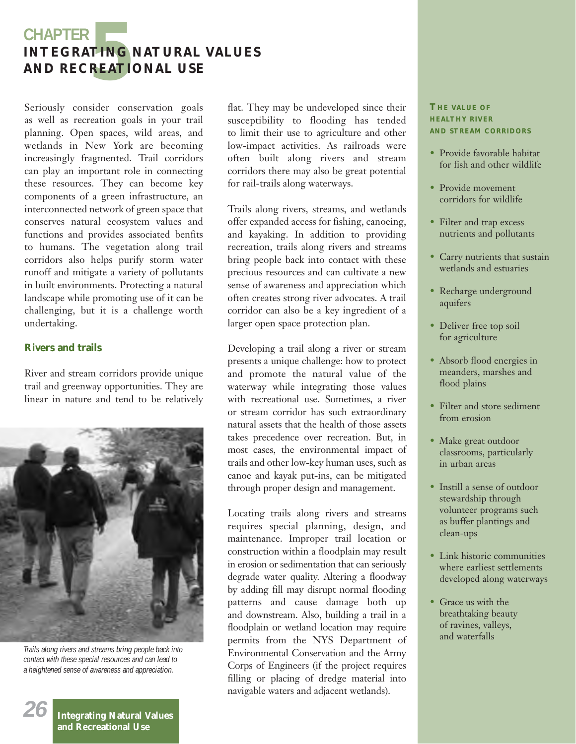# CHAPTER 5
# INTEGRATING NATURAL VALUES AND RECREATIONAL USE

Seriously consider conservation goals as well as recreation goals in your trail planning. Open spaces, wild areas, and wetlands in New York are becoming increasingly fragmented. Trail corridors can play an important role in connecting these resources. They can become key components of a green infrastructure, an interconnected network of green space that conserves natural ecosystem values and functions and provides associated benfits to humans. The vegetation along trail corridors also helps purify storm water runoff and mitigate a variety of pollutants in built environments. Protecting a natural landscape while promoting use of it can be challenging, but it is a challenge worth undertaking.

## Rivers and trails

River and stream corridors provide unique trail and greenway opportunities. They are linear in nature and tend to be relatively flat. They may be undeveloped since their susceptibility to flooding has tended to limit their use to agriculture and other low-impact activities. As railroads were often built along rivers and stream corridors there may also be great potential for rail-trails along waterways.

*Trails along rivers and streams bring people back into contact with these special resources and can lead to a heightened sense of awareness and appreciation.*

Trails along rivers, streams, and wetlands offer expanded access for fishing, canoeing, and kayaking. In addition to providing recreation, trails along rivers and streams bring people back into contact with these precious resources and can cultivate a new sense of awareness and appreciation which often creates strong river advocates. A trail corridor can also be a key ingredient of a larger open space protection plan.

Developing a trail along a river or stream presents a unique challenge: how to protect and promote the natural value of the waterway while integrating those values with recreational use. Sometimes, a river or stream corridor has such extraordinary natural assets that the health of those assets takes precedence over recreation. But, in most cases, the environmental impact of trails and other low-key human uses, such as canoe and kayak put-ins, can be mitigated through proper design and management.

Locating trails along rivers and streams requires special planning, design, and maintenance. Improper trail location or construction within a floodplain may result in erosion or sedimentation that can seriously degrade water quality. Altering a floodway by adding fill may disrupt normal flooding patterns and cause damage both up and downstream. Also, building a trail in a floodplain or wetland location may require permits from the NYS Department of Environmental Conservation and the Army Corps of Engineers (if the project requires filling or placing of dredge material into navigable waters and adjacent wetlands).

### THE VALUE OF HEALTHY RIVER AND STREAM CORRIDORS

- Provide favorable habitat for fish and other wildlife
- Provide movement corridors for wildlife
- Filter and trap excess nutrients and pollutants
- Carry nutrients that sustain wetlands and estuaries
- Recharge underground aquifers
- Deliver free top soil for agriculture
- Absorb flood energies in meanders, marshes and flood plains
- Filter and store sediment from erosion
- Make great outdoor classrooms, particularly in urban areas
- Instill a sense of outdoor stewardship through volunteer programs such as buffer plantings and clean-ups
- Link historic communities where earliest settlements developed along waterways
- Grace us with the breathtaking beauty of ravines, valleys, and waterfalls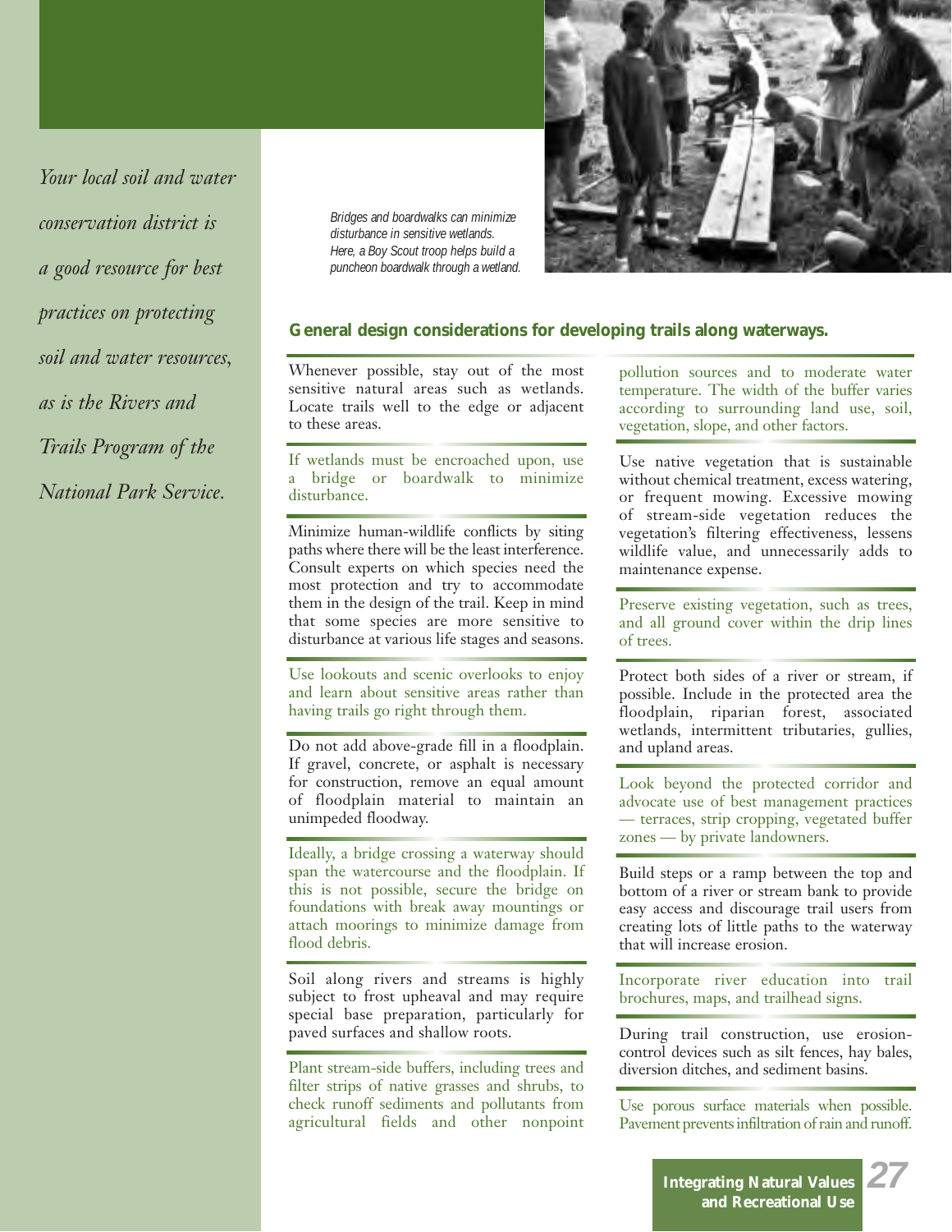*Your local soil and water conservation district is a good resource for best practices on protecting soil and water resources, as is the Rivers and Trails Program of the National Park Service.*

*Bridges and boardwalks can minimize disturbance in sensitive wetlands. Here, a Boy Scout troop helps build a puncheon boardwalk through a wetland.*

## General design considerations for developing trails along waterways.

Whenever possible, stay out of the most sensitive natural areas such as wetlands. Locate trails well to the edge or adjacent to these areas.

If wetlands must be encroached upon, use a bridge or boardwalk to minimize disturbance.

Minimize human-wildlife conflicts by siting paths where there will be the least interference. Consult experts on which species need the most protection and try to accommodate them in the design of the trail. Keep in mind that some species are more sensitive to disturbance at various life stages and seasons.

Use lookouts and scenic overlooks to enjoy and learn about sensitive areas rather than having trails go right through them.

Do not add above-grade fill in a floodplain. If gravel, concrete, or asphalt is necessary for construction, remove an equal amount of floodplain material to maintain an unimpeded floodway.

Ideally, a bridge crossing a waterway should span the watercourse and the floodplain. If this is not possible, secure the bridge on foundations with break away mountings or attach moorings to minimize damage from flood debris.

Soil along rivers and streams is highly subject to frost upheaval and may require special base preparation, particularly for paved surfaces and shallow roots.

Plant stream-side buffers, including trees and filter strips of native grasses and shrubs, to check runoff sediments and pollutants from agricultural fields and other nonpoint pollution sources and to moderate water temperature. The width of the buffer varies according to surrounding land use, soil, vegetation, slope, and other factors.

Use native vegetation that is sustainable without chemical treatment, excess watering, or frequent mowing. Excessive mowing of stream-side vegetation reduces the vegetation's filtering effectiveness, lessens wildlife value, and unnecessarily adds to maintenance expense.

Preserve existing vegetation, such as trees, and all ground cover within the drip lines of trees.

Protect both sides of a river or stream, if possible. Include in the protected area the floodplain, riparian forest, associated wetlands, intermittent tributaries, gullies, and upland areas.

Look beyond the protected corridor and advocate use of best management practices — terraces, strip cropping, vegetated buffer zones — by private landowners.

Build steps or a ramp between the top and bottom of a river or stream bank to provide easy access and discourage trail users from creating lots of little paths to the waterway that will increase erosion.

Incorporate river education into trail brochures, maps, and trailhead signs.

During trail construction, use erosion-control devices such as silt fences, hay bales, diversion ditches, and sediment basins.

Use porous surface materials when possible. Pavement prevents infiltration of rain and runoff.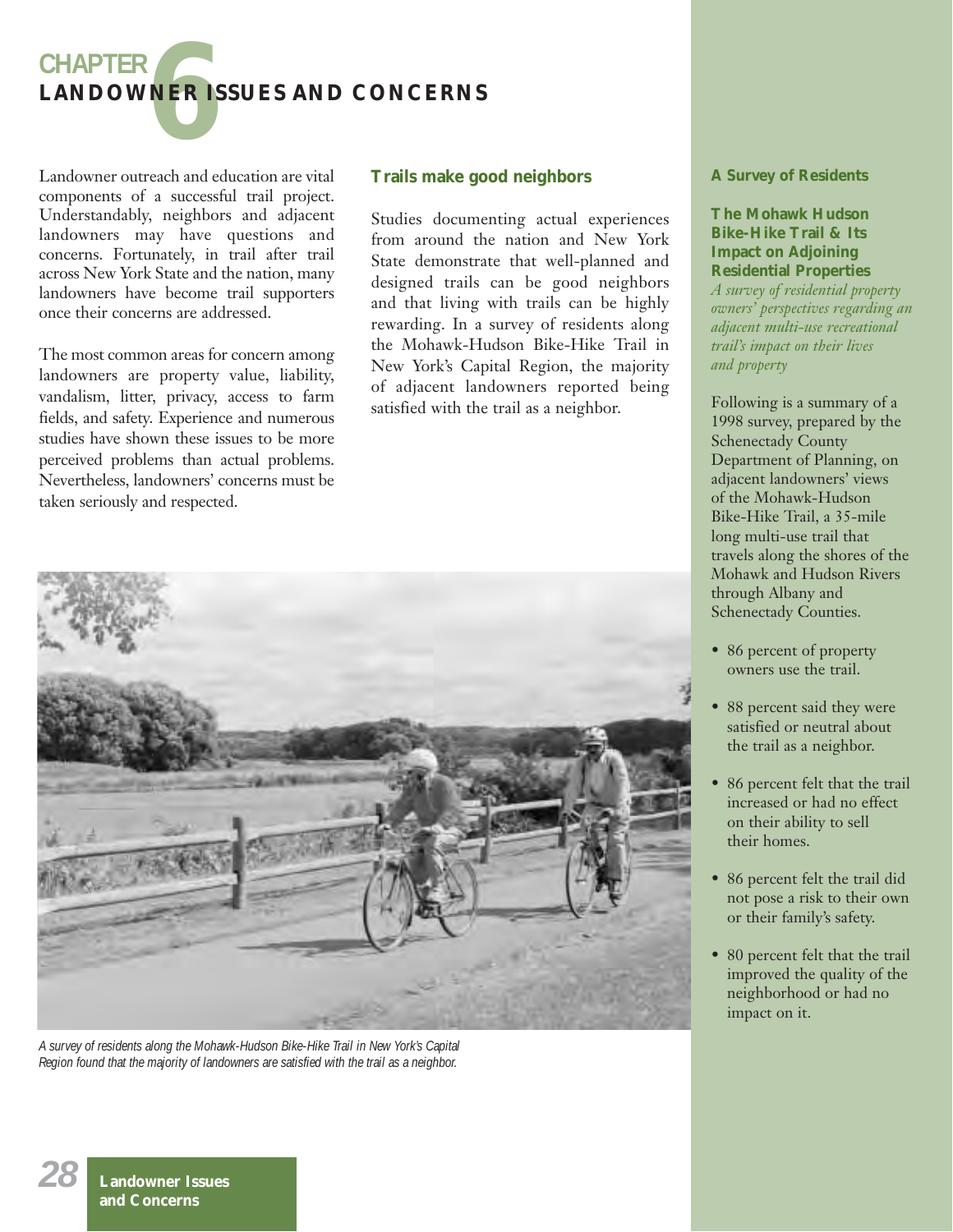# CHAPTER 6
## LANDOWNER ISSUES AND CONCERNS

Landowner outreach and education are vital components of a successful trail project. Understandably, neighbors and adjacent landowners may have questions and concerns. Fortunately, in trail after trail across New York State and the nation, many landowners have become trail supporters once their concerns are addressed.

The most common areas for concern among landowners are property value, liability, vandalism, litter, privacy, access to farm fields, and safety. Experience and numerous studies have shown these issues to be more perceived problems than actual problems. Nevertheless, landowners' concerns must be taken seriously and respected.

### Trails make good neighbors

Studies documenting actual experiences from around the nation and New York State demonstrate that well-planned and designed trails can be good neighbors and that living with trails can be highly rewarding. In a survey of residents along the Mohawk-Hudson Bike-Hike Trail in New York's Capital Region, the majority of adjacent landowners reported being satisfied with the trail as a neighbor.

*A survey of residents along the Mohawk-Hudson Bike-Hike Trail in New York's Capital Region found that the majority of landowners are satisfied with the trail as a neighbor.*

### A Survey of Residents

**The Mohawk Hudson Bike-Hike Trail & Its Impact on Adjoining Residential Properties**

*A survey of residential property owners' perspectives regarding an adjacent multi-use recreational trail's impact on their lives and property*

Following is a summary of a 1998 survey, prepared by the Schenectady County Department of Planning, on adjacent landowners' views of the Mohawk-Hudson Bike-Hike Trail, a 35-mile long multi-use trail that travels along the shores of the Mohawk and Hudson Rivers through Albany and Schenectady Counties.

- 86 percent of property owners use the trail.
- 88 percent said they were satisfied or neutral about the trail as a neighbor.
- 86 percent felt that the trail increased or had no effect on their ability to sell their homes.
- 86 percent felt the trail did not pose a risk to their own or their family's safety.
- 80 percent felt that the trail improved the quality of the neighborhood or had no impact on it.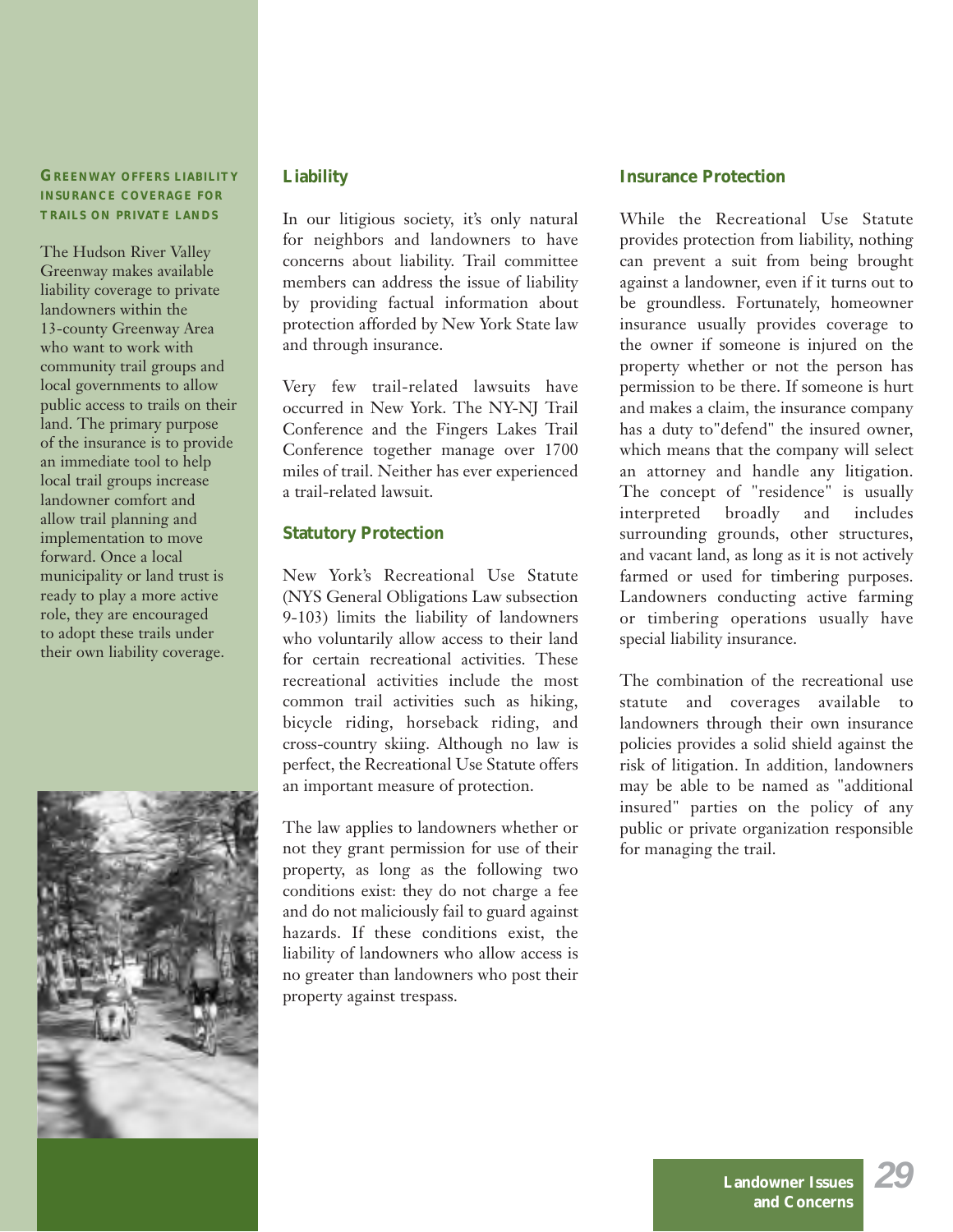### Greenway Offers Liability Insurance Coverage for Trails on Private Lands

The Hudson River Valley Greenway makes available liability coverage to private landowners within the 13-county Greenway Area who want to work with community trail groups and local governments to allow public access to trails on their land. The primary purpose of the insurance is to provide an immediate tool to help local trail groups increase landowner comfort and allow trail planning and implementation to move forward. Once a local municipality or land trust is ready to play a more active role, they are encouraged to adopt these trails under their own liability coverage.

## Liability

In our litigious society, it's only natural for neighbors and landowners to have concerns about liability. Trail committee members can address the issue of liability by providing factual information about protection afforded by New York State law and through insurance.

Very few trail-related lawsuits have occurred in New York. The NY-NJ Trail Conference and the Fingers Lakes Trail Conference together manage over 1700 miles of trail. Neither has ever experienced a trail-related lawsuit.

### Statutory Protection

New York's Recreational Use Statute (NYS General Obligations Law subsection 9-103) limits the liability of landowners who voluntarily allow access to their land for certain recreational activities. These recreational activities include the most common trail activities such as hiking, bicycle riding, horseback riding, and cross-country skiing. Although no law is perfect, the Recreational Use Statute offers an important measure of protection.

The law applies to landowners whether or not they grant permission for use of their property, as long as the following two conditions exist: they do not charge a fee and do not maliciously fail to guard against hazards. If these conditions exist, the liability of landowners who allow access is no greater than landowners who post their property against trespass.

### Insurance Protection

While the Recreational Use Statute provides protection from liability, nothing can prevent a suit from being brought against a landowner, even if it turns out to be groundless. Fortunately, homeowner insurance usually provides coverage to the owner if someone is injured on the property whether or not the person has permission to be there. If someone is hurt and makes a claim, the insurance company has a duty to"defend" the insured owner, which means that the company will select an attorney and handle any litigation. The concept of "residence" is usually interpreted broadly and includes surrounding grounds, other structures, and vacant land, as long as it is not actively farmed or used for timbering purposes. Landowners conducting active farming or timbering operations usually have special liability insurance.

The combination of the recreational use statute and coverages available to landowners through their own insurance policies provides a solid shield against the risk of litigation. In addition, landowners may be able to be named as "additional insured" parties on the policy of any public or private organization responsible for managing the trail.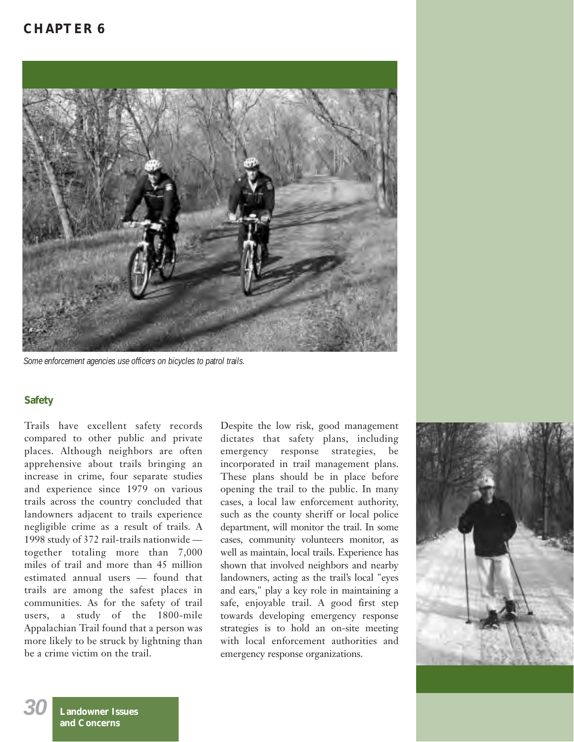Some enforcement agencies use officers on bicycles to patrol trails.

## Safety

Trails have excellent safety records compared to other public and private places. Although neighbors are often apprehensive about trails bringing an increase in crime, four separate studies and experience since 1979 on various trails across the country concluded that landowners adjacent to trails experience negligible crime as a result of trails. A 1998 study of 372 rail-trails nationwide — together totaling more than 7,000 miles of trail and more than 45 million estimated annual users — found that trails are among the safest places in communities. As for the safety of trail users, a study of the 1800-mile Appalachian Trail found that a person was more likely to be struck by lightning than be a crime victim on the trail.

Despite the low risk, good management dictates that safety plans, including emergency response strategies, be incorporated in trail management plans. These plans should be in place before opening the trail to the public. In many cases, a local law enforcement authority, such as the county sheriff or local police department, will monitor the trail. In some cases, community volunteers monitor, as well as maintain, local trails. Experience has shown that involved neighbors and nearby landowners, acting as the trail's local "eyes and ears," play a key role in maintaining a safe, enjoyable trail. A good first step towards developing emergency response strategies is to hold an on-site meeting with local enforcement authorities and emergency response organizations.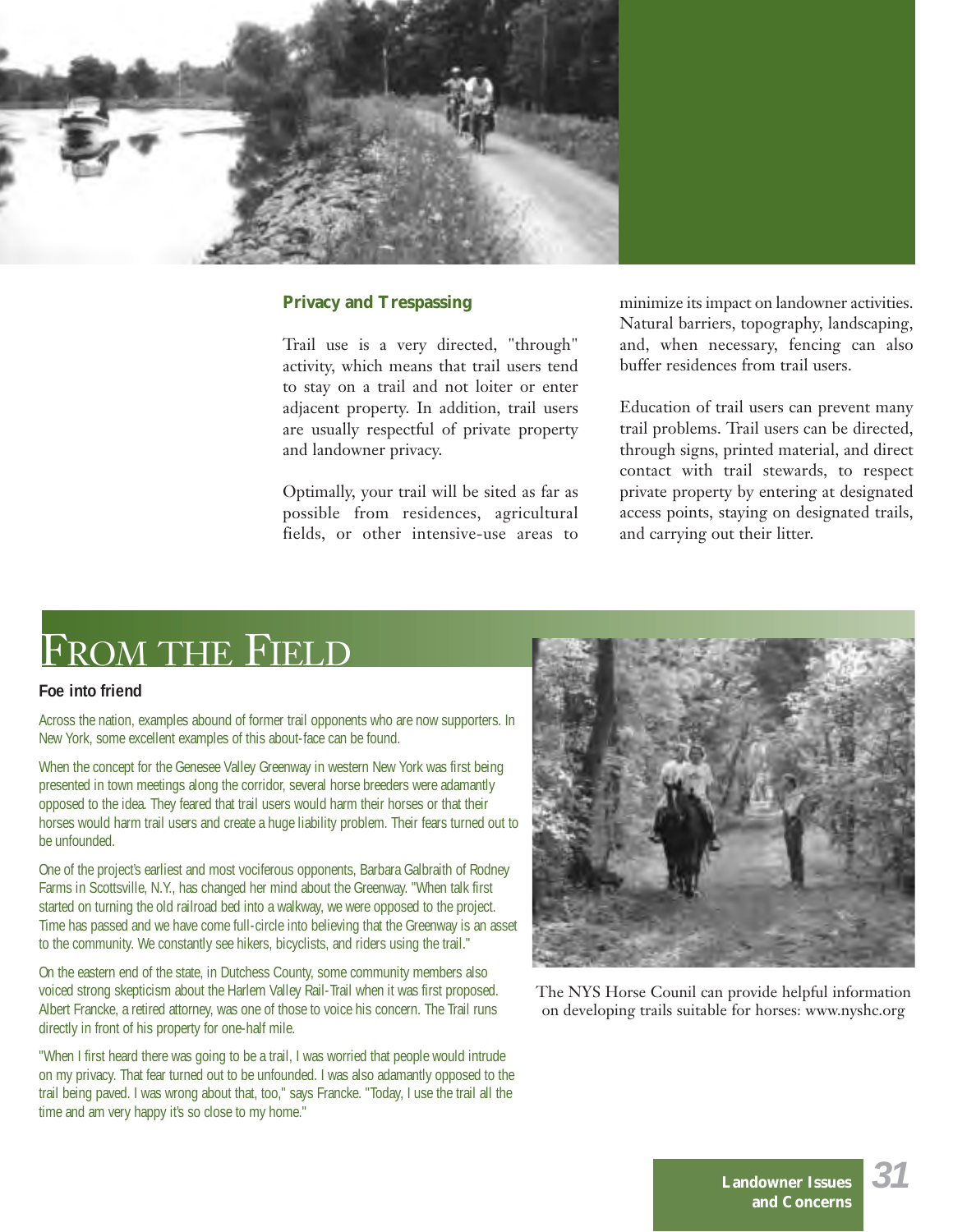## Privacy and Trespassing

Trail use is a very directed, "through" activity, which means that trail users tend to stay on a trail and not loiter or enter adjacent property. In addition, trail users are usually respectful of private property and landowner privacy.

Optimally, your trail will be sited as far as possible from residences, agricultural fields, or other intensive-use areas to minimize its impact on landowner activities. Natural barriers, topography, landscaping, and, when necessary, fencing can also buffer residences from trail users.

Education of trail users can prevent many trail problems. Trail users can be directed, through signs, printed material, and direct contact with trail stewards, to respect private property by entering at designated access points, staying on designated trails, and carrying out their litter.

## From the Field

### Foe into friend

Across the nation, examples abound of former trail opponents who are now supporters. In New York, some excellent examples of this about-face can be found.

When the concept for the Genesee Valley Greenway in western New York was first being presented in town meetings along the corridor, several horse breeders were adamantly opposed to the idea. They feared that trail users would harm their horses or that their horses would harm trail users and create a huge liability problem. Their fears turned out to be unfounded.

One of the project's earliest and most vociferous opponents, Barbara Galbraith of Rodney Farms in Scottsville, N.Y., has changed her mind about the Greenway. "When talk first started on turning the old railroad bed into a walkway, we were opposed to the project. Time has passed and we have come full-circle into believing that the Greenway is an asset to the community. We constantly see hikers, bicyclists, and riders using the trail."

On the eastern end of the state, in Dutchess County, some community members also voiced strong skepticism about the Harlem Valley Rail-Trail when it was first proposed. Albert Francke, a retired attorney, was one of those to voice his concern. The Trail runs directly in front of his property for one-half mile.

"When I first heard there was going to be a trail, I was worried that people would intrude on my privacy. That fear turned out to be unfounded. I was also adamantly opposed to the trail being paved. I was wrong about that, too," says Francke. "Today, I use the trail all the time and am very happy it's so close to my home."

The NYS Horse Counil can provide helpful information on developing trails suitable for horses: www.nyshc.org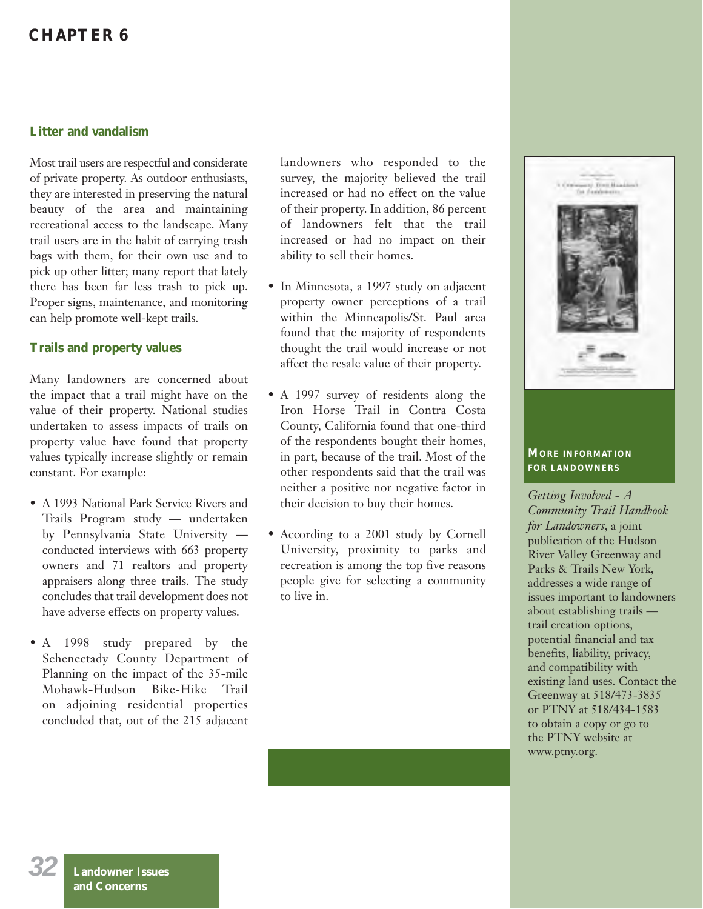## Litter and vandalism

Most trail users are respectful and considerate of private property. As outdoor enthusiasts, they are interested in preserving the natural beauty of the area and maintaining recreational access to the landscape. Many trail users are in the habit of carrying trash bags with them, for their own use and to pick up other litter; many report that lately there has been far less trash to pick up. Proper signs, maintenance, and monitoring can help promote well-kept trails.

## Trails and property values

Many landowners are concerned about the impact that a trail might have on the value of their property. National studies undertaken to assess impacts of trails on property value have found that property values typically increase slightly or remain constant. For example:

- A 1993 National Park Service Rivers and Trails Program study — undertaken by Pennsylvania State University — conducted interviews with 663 property owners and 71 realtors and property appraisers along three trails. The study concludes that trail development does not have adverse effects on property values.
- A 1998 study prepared by the Schenectady County Department of Planning on the impact of the 35-mile Mohawk-Hudson Bike-Hike Trail on adjoining residential properties concluded that, out of the 215 adjacent landowners who responded to the survey, the majority believed the trail increased or had no effect on the value of their property. In addition, 86 percent of landowners felt that the trail increased or had no impact on their ability to sell their homes.
- In Minnesota, a 1997 study on adjacent property owner perceptions of a trail within the Minneapolis/St. Paul area found that the majority of respondents thought the trail would increase or not affect the resale value of their property.
- A 1997 survey of residents along the Iron Horse Trail in Contra Costa County, California found that one-third of the respondents bought their homes, in part, because of the trail. Most of the other respondents said that the trail was neither a positive nor negative factor in their decision to buy their homes.
- According to a 2001 study by Cornell University, proximity to parks and recreation is among the top five reasons people give for selecting a community to live in.

### More information for landowners

*Getting Involved - A Community Trail Handbook for Landowners*, a joint publication of the Hudson River Valley Greenway and Parks & Trails New York, addresses a wide range of issues important to landowners about establishing trails — trail creation options, potential financial and tax benefits, liability, privacy, and compatibility with existing land uses. Contact the Greenway at 518/473-3835 or PTNY at 518/434-1583 to obtain a copy or go to the PTNY website at www.ptny.org.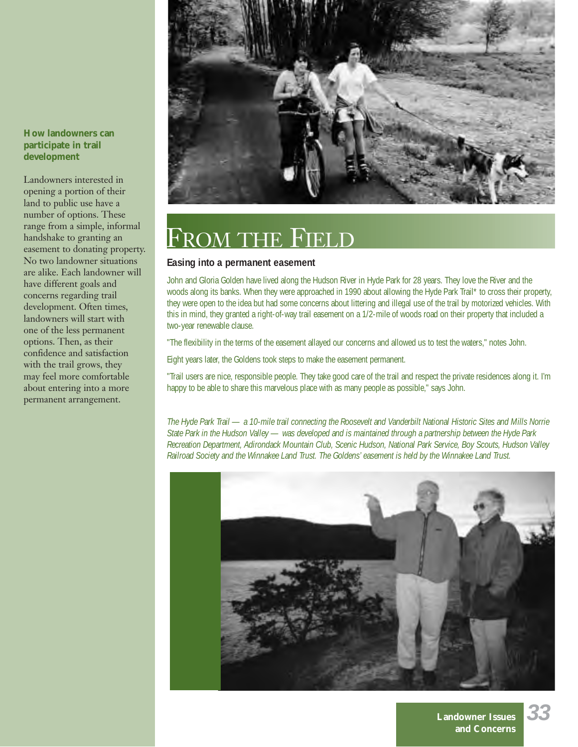**How landowners can participate in trail development**

Landowners interested in opening a portion of their land to public use have a number of options. These range from a simple, informal handshake to granting an easement to donating property. No two landowner situations are alike. Each landowner will have different goals and concerns regarding trail development. Often times, landowners will start with one of the less permanent options. Then, as their confidence and satisfaction with the trail grows, they may feel more comfortable about entering into a more permanent arrangement.

# From the Field

### Easing into a permanent easement

John and Gloria Golden have lived along the Hudson River in Hyde Park for 28 years. They love the River and the woods along its banks. When they were approached in 1990 about allowing the Hyde Park Trail* to cross their property, they were open to the idea but had some concerns about littering and illegal use of the trail by motorized vehicles. With this in mind, they granted a right-of-way trail easement on a 1/2-mile of woods road on their property that included a two-year renewable clause.

"The flexibility in the terms of the easement allayed our concerns and allowed us to test the waters," notes John.

Eight years later, the Goldens took steps to make the easement permanent.

"Trail users are nice, responsible people. They take good care of the trail and respect the private residences along it. I'm happy to be able to share this marvelous place with as many people as possible," says John.

*The Hyde Park Trail — a 10-mile trail connecting the Roosevelt and Vanderbilt National Historic Sites and Mills Norrie State Park in the Hudson Valley — was developed and is maintained through a partnership between the Hyde Park Recreation Department, Adirondack Mountain Club, Scenic Hudson, National Park Service, Boy Scouts, Hudson Valley Railroad Society and the Winnakee Land Trust. The Goldens' easement is held by the Winnakee Land Trust.*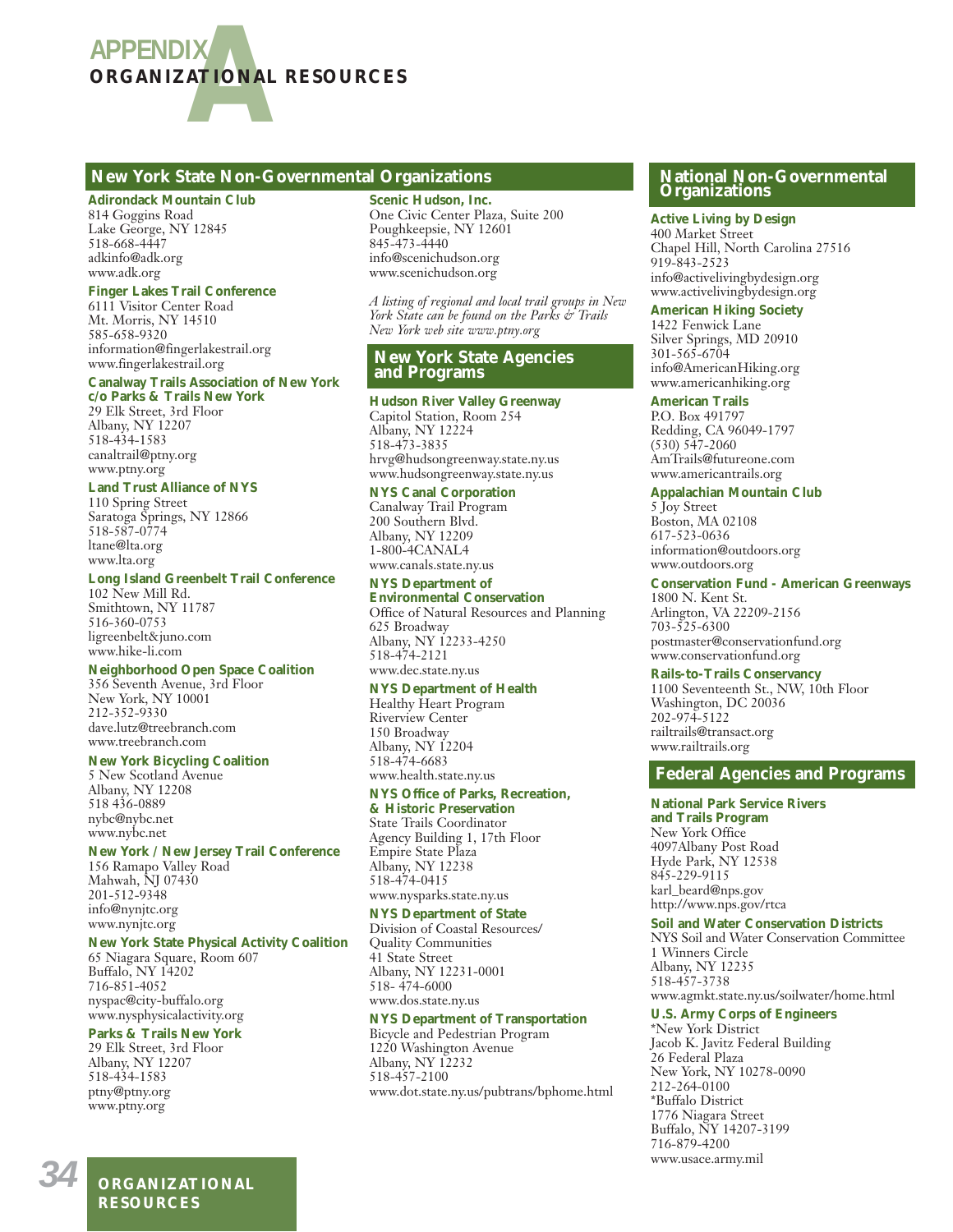# APPENDIX A
## ORGANIZATIONAL RESOURCES

### New York State Non-Governmental Organizations

**Adirondack Mountain Club**
814 Goggins Road
Lake George, NY 12845
518-668-4447
adkinfo@adk.org
www.adk.org

**Finger Lakes Trail Conference**
6111 Visitor Center Road
Mt. Morris, NY 14510
585-658-9320
information@fingerlakestrail.org
www.fingerlakestrail.org

**Canalway Trails Association of New York c/o Parks & Trails New York**
29 Elk Street, 3rd Floor
Albany, NY 12207
518-434-1583
canaltrail@ptny.org
www.ptny.org

**Land Trust Alliance of NYS**
110 Spring Street
Saratoga Springs, NY 12866
518-587-0774
ltane@lta.org
www.lta.org

**Long Island Greenbelt Trail Conference**
102 New Mill Rd.
Smithtown, NY 11787
516-360-0753
ligreenbelt&juno.com
www.hike-li.com

**Neighborhood Open Space Coalition**
356 Seventh Avenue, 3rd Floor
New York, NY 10001
212-352-9330
dave.lutz@treebranch.com
www.treebranch.com

**New York Bicycling Coalition**
5 New Scotland Avenue
Albany, NY 12208
518 436-0889
nybc@nybc.net
www.nybc.net

**New York / New Jersey Trail Conference**
156 Ramapo Valley Road
Mahwah, NJ 07430
201-512-9348
info@nynjtc.org
www.nynjtc.org

**New York State Physical Activity Coalition**
65 Niagara Square, Room 607
Buffalo, NY 14202
716-851-4052
nyspac@city-buffalo.org
www.nysphysicalactivity.org

**Parks & Trails New York**
29 Elk Street, 3rd Floor
Albany, NY 12207
518-434-1583
ptny@ptny.org
www.ptny.org

**Scenic Hudson, Inc.**
One Civic Center Plaza, Suite 200
Poughkeepsie, NY 12601
845-473-4440
info@scenichudson.org
www.scenichudson.org

*A listing of regional and local trail groups in New York State can be found on the Parks & Trails New York web site www.ptny.org*

### New York State Agencies and Programs

**Hudson River Valley Greenway**
Capitol Station, Room 254
Albany, NY 12224
518-473-3835
hrvg@hudsongreenway.state.ny.us
www.hudsongreenway.state.ny.us

**NYS Canal Corporation**
Canalway Trail Program
200 Southern Blvd.
Albany, NY 12209
1-800-4CANAL4
www.canals.state.ny.us

**NYS Department of Environmental Conservation**
Office of Natural Resources and Planning
625 Broadway
Albany, NY 12233-4250
518-474-2121
www.dec.state.ny.us

**NYS Department of Health**
Healthy Heart Program
Riverview Center
150 Broadway
Albany, NY 12204
518-474-6683
www.health.state.ny.us

**NYS Office of Parks, Recreation, & Historic Preservation**
State Trails Coordinator
Agency Building 1, 17th Floor
Empire State Plaza
Albany, NY 12238
518-474-0415
www.nysparks.state.ny.us

**NYS Department of State**
Division of Coastal Resources/
Quality Communities
41 State Street
Albany, NY 12231-0001
518- 474-6000
www.dos.state.ny.us

**NYS Department of Transportation**
Bicycle and Pedestrian Program
1220 Washington Avenue
Albany, NY 12232
518-457-2100
www.dot.state.ny.us/pubtrans/bphome.html

### National Non-Governmental Organizations

**Active Living by Design**
400 Market Street
Chapel Hill, North Carolina 27516
919-843-2523
info@activelivingbydesign.org
www.activelivingbydesign.org

**American Hiking Society**
1422 Fenwick Lane
Silver Springs, MD 20910
301-565-6704
info@AmericanHiking.org
www.americanhiking.org

**American Trails**
P.O. Box 491797
Redding, CA 96049-1797
(530) 547-2060
AmTrails@futureone.com
www.americantrails.org

**Appalachian Mountain Club**
5 Joy Street
Boston, MA 02108
617-523-0636
information@outdoors.org
www.outdoors.org

**Conservation Fund - American Greenways**
1800 N. Kent St.
Arlington, VA 22209-2156
703-525-6300
postmaster@conservationfund.org
www.conservationfund.org

**Rails-to-Trails Conservancy**
1100 Seventeenth St., NW, 10th Floor
Washington, DC 20036
202-974-5122
railtrails@transact.org
www.railtrails.org

### Federal Agencies and Programs

**National Park Service Rivers and Trails Program**
New York Office
4097Albany Post Road
Hyde Park, NY 12538
845-229-9115
karl_beard@nps.gov
http://www.nps.gov/rtca

**Soil and Water Conservation Districts**
NYS Soil and Water Conservation Committee
1 Winners Circle
Albany, NY 12235
518-457-3738
www.agmkt.state.ny.us/soilwater/home.html

**U.S. Army Corps of Engineers**
*New York District
Jacob K. Javitz Federal Building
26 Federal Plaza
New York, NY 10278-0090
212-264-0100
*Buffalo District
1776 Niagara Street
Buffalo, NY 14207-3199
716-879-4200
www.usace.army.mil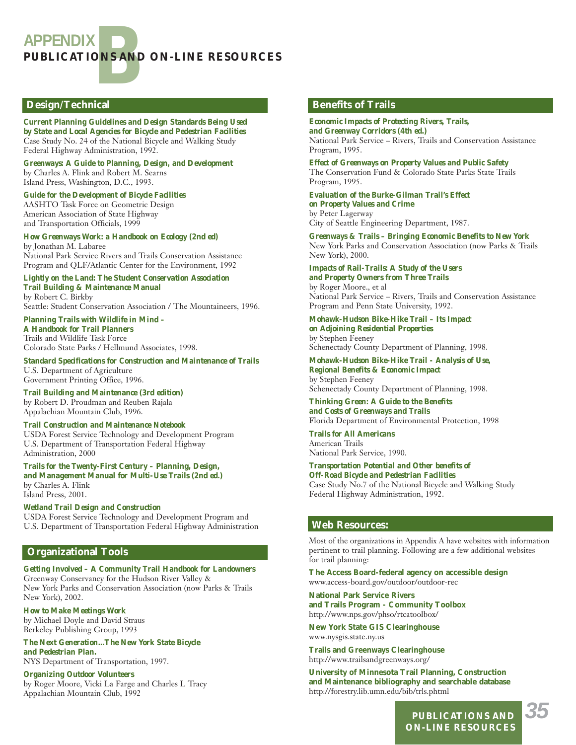# APPENDIX B
## PUBLICATIONS AND ON-LINE RESOURCES

### Design/Technical

**Current Planning Guidelines and Design Standards Being Used by State and Local Agencies for Bicycle and Pedestrian Facilities**
Case Study No. 24 of the National Bicycle and Walking Study
Federal Highway Administration, 1992.

**Greenways: A Guide to Planning, Design, and Development**
by Charles A. Flink and Robert M. Searns
Island Press, Washington, D.C., 1993.

**Guide for the Development of Bicycle Facilities**
AASHTO Task Force on Geometric Design
American Association of State Highway and Transportation Officials, 1999

**How Greenways Work: a Handbook on Ecology (2nd ed)**
by Jonathan M. Labaree
National Park Service Rivers and Trails Conservation Assistance Program and QLF/Atlantic Center for the Environment, 1992

**Lightly on the Land: The Student Conservation Association Trail Building & Maintenance Manual**
by Robert C. Birkby
Seattle: Student Conservation Association / The Mountaineers, 1996.

**Planning Trails with Wildlife in Mind – A Handbook for Trail Planners**
Trails and Wildlife Task Force
Colorado State Parks / Hellmund Associates, 1998.

**Standard Specifications for Construction and Maintenance of Trails**
U.S. Department of Agriculture
Government Printing Office, 1996.

**Trail Building and Maintenance (3rd edition)**
by Robert D. Proudman and Reuben Rajala
Appalachian Mountain Club, 1996.

**Trail Construction and Maintenance Notebook**
USDA Forest Service Technology and Development Program
U.S. Department of Transportation Federal Highway Administration, 2000

**Trails for the Twenty-First Century – Planning, Design, and Management Manual for Multi-Use Trails (2nd ed.)**
by Charles A. Flink
Island Press, 2001.

**Wetland Trail Design and Construction**
USDA Forest Service Technology and Development Program and U.S. Department of Transportation Federal Highway Administration

### Organizational Tools

**Getting Involved – A Community Trail Handbook for Landowners**
Greenway Conservancy for the Hudson River Valley & New York Parks and Conservation Association (now Parks & Trails New York), 2002.

**How to Make Meetings Work**
by Michael Doyle and David Straus
Berkeley Publishing Group, 1993

**The Next Generation...The New York State Bicycle and Pedestrian Plan.**
NYS Department of Transportation, 1997.

**Organizing Outdoor Volunteers**
by Roger Moore, Vicki La Farge and Charles L Tracy
Appalachian Mountain Club, 1992

### Benefits of Trails

**Economic Impacts of Protecting Rivers, Trails, and Greenway Corridors (4th ed.)**
National Park Service – Rivers, Trails and Conservation Assistance Program, 1995.

**Effect of Greenways on Property Values and Public Safety**
The Conservation Fund & Colorado State Parks State Trails Program, 1995.

**Evaluation of the Burke-Gilman Trail's Effect on Property Values and Crime**
by Peter Lagerway
City of Seattle Engineering Department, 1987.

**Greenways & Trails – Bringing Economic Benefits to New York**
New York Parks and Conservation Association (now Parks & Trails New York), 2000.

**Impacts of Rail-Trails: A Study of the Users and Property Owners from Three Trails**
by Roger Moore., et al
National Park Service – Rivers, Trails and Conservation Assistance Program and Penn State University, 1992.

**Mohawk-Hudson Bike-Hike Trail – Its Impact on Adjoining Residential Properties**
by Stephen Feeney
Schenectady County Department of Planning, 1998.

**Mohawk-Hudson Bike-Hike Trail - Analysis of Use, Regional Benefits & Economic Impact**
by Stephen Feeney
Schenectady County Department of Planning, 1998.

**Thinking Green: A Guide to the Benefits and Costs of Greenways and Trails**
Florida Department of Environmental Protection, 1998

**Trails for All Americans**
American Trails
National Park Service, 1990.

**Transportation Potential and Other benefits of Off-Road Bicycle and Pedestrian Facilities**
Case Study No.7 of the National Bicycle and Walking Study
Federal Highway Administration, 1992.

### Web Resources:

Most of the organizations in Appendix A have websites with information pertinent to trail planning. Following are a few additional websites for trail planning:

**The Access Board-federal agency on accessible design**
www.access-board.gov/outdoor/outdoor-rec

**National Park Service Rivers and Trails Program - Community Toolbox**
http://www.nps.gov/phso/rtcatoolbox/

**New York State GIS Clearinghouse**
www.nysgis.state.ny.us

**Trails and Greenways Clearinghouse**
http://www.trailsandgreenways.org/

**University of Minnesota Trail Planning, Construction and Maintenance bibliography and searchable database**
http://forestry.lib.umn.edu/bib/trls.phtml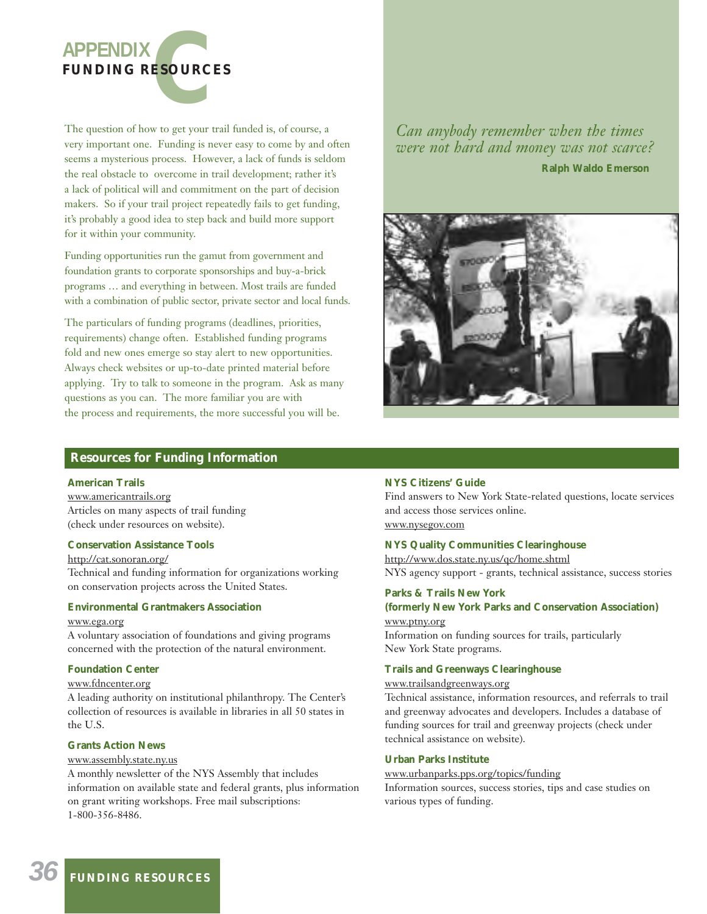# APPENDIX C
## FUNDING RESOURCES

The question of how to get your trail funded is, of course, a very important one. Funding is never easy to come by and often seems a mysterious process. However, a lack of funds is seldom the real obstacle to overcome in trail development; rather it's a lack of political will and commitment on the part of decision makers. So if your trail project repeatedly fails to get funding, it's probably a good idea to step back and build more support for it within your community.

Funding opportunities run the gamut from government and foundation grants to corporate sponsorships and buy-a-brick programs … and everything in between. Most trails are funded with a combination of public sector, private sector and local funds.

The particulars of funding programs (deadlines, priorities, requirements) change often. Established funding programs fold and new ones emerge so stay alert to new opportunities. Always check websites or up-to-date printed material before applying. Try to talk to someone in the program. Ask as many questions as you can. The more familiar you are with the process and requirements, the more successful you will be.

*Can anybody remember when the times were not hard and money was not scarce?*

**Ralph Waldo Emerson**

## Resources for Funding Information

**American Trails**
www.americantrails.org
Articles on many aspects of trail funding (check under resources on website).

**Conservation Assistance Tools**
http://cat.sonoran.org/
Technical and funding information for organizations working on conservation projects across the United States.

**Environmental Grantmakers Association**
www.ega.org
A voluntary association of foundations and giving programs concerned with the protection of the natural environment.

**Foundation Center**
www.fdncenter.org
A leading authority on institutional philanthropy. The Center's collection of resources is available in libraries in all 50 states in the U.S.

**Grants Action News**
www.assembly.state.ny.us
A monthly newsletter of the NYS Assembly that includes information on available state and federal grants, plus information on grant writing workshops. Free mail subscriptions: 1-800-356-8486.

**NYS Citizens' Guide**
Find answers to New York State-related questions, locate services and access those services online.
www.nysegov.com

**NYS Quality Communities Clearinghouse**
http://www.dos.state.ny.us/qc/home.shtml
NYS agency support - grants, technical assistance, success stories

**Parks & Trails New York (formerly New York Parks and Conservation Association)**
www.ptny.org
Information on funding sources for trails, particularly New York State programs.

**Trails and Greenways Clearinghouse**
www.trailsandgreenways.org
Technical assistance, information resources, and referrals to trail and greenway advocates and developers. Includes a database of funding sources for trail and greenway projects (check under technical assistance on website).

**Urban Parks Institute**
www.urbanparks.pps.org/topics/funding
Information sources, success stories, tips and case studies on various types of funding.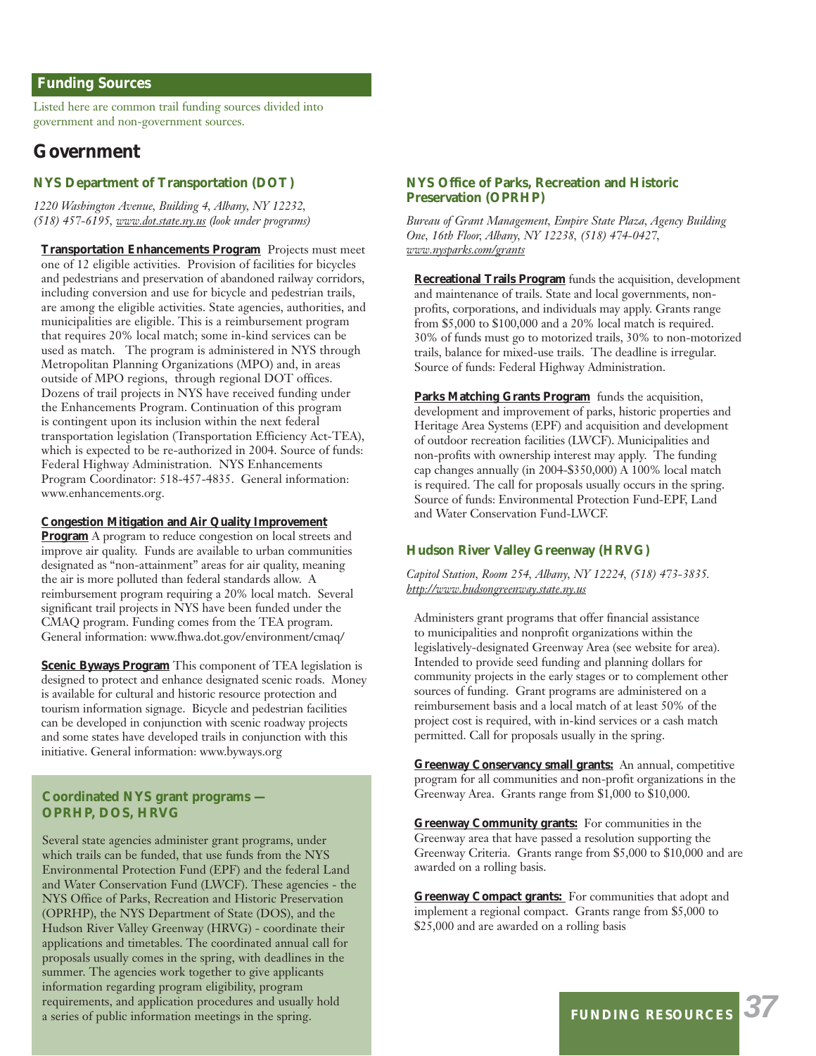## Funding Sources

Listed here are common trail funding sources divided into government and non-government sources.

# Government

### NYS Department of Transportation (DOT)

*1220 Washington Avenue, Building 4, Albany, NY 12232, (518) 457-6195, www.dot.state.ny.us (look under programs)*

**Transportation Enhancements Program** Projects must meet one of 12 eligible activities. Provision of facilities for bicycles and pedestrians and preservation of abandoned railway corridors, including conversion and use for bicycle and pedestrian trails, are among the eligible activities. State agencies, authorities, and municipalities are eligible. This is a reimbursement program that requires 20% local match; some in-kind services can be used as match. The program is administered in NYS through Metropolitan Planning Organizations (MPO) and, in areas outside of MPO regions, through regional DOT offices. Dozens of trail projects in NYS have received funding under the Enhancements Program. Continuation of this program is contingent upon its inclusion within the next federal transportation legislation (Transportation Efficiency Act-TEA), which is expected to be re-authorized in 2004. Source of funds: Federal Highway Administration. NYS Enhancements Program Coordinator: 518-457-4835. General information: www.enhancements.org.

**Congestion Mitigation and Air Quality Improvement Program** A program to reduce congestion on local streets and improve air quality. Funds are available to urban communities designated as "non-attainment" areas for air quality, meaning the air is more polluted than federal standards allow. A reimbursement program requiring a 20% local match. Several significant trail projects in NYS have been funded under the CMAQ program. Funding comes from the TEA program. General information: www.fhwa.dot.gov/environment/cmaq/

**Scenic Byways Program** This component of TEA legislation is designed to protect and enhance designated scenic roads. Money is available for cultural and historic resource protection and tourism information signage. Bicycle and pedestrian facilities can be developed in conjunction with scenic roadway projects and some states have developed trails in conjunction with this initiative. General information: www.byways.org

### Coordinated NYS grant programs — OPRHP, DOS, HRVG

Several state agencies administer grant programs, under which trails can be funded, that use funds from the NYS Environmental Protection Fund (EPF) and the federal Land and Water Conservation Fund (LWCF). These agencies - the NYS Office of Parks, Recreation and Historic Preservation (OPRHP), the NYS Department of State (DOS), and the Hudson River Valley Greenway (HRVG) - coordinate their applications and timetables. The coordinated annual call for proposals usually comes in the spring, with deadlines in the summer. The agencies work together to give applicants information regarding program eligibility, program requirements, and application procedures and usually hold a series of public information meetings in the spring.

### NYS Office of Parks, Recreation and Historic Preservation (OPRHP)

*Bureau of Grant Management, Empire State Plaza, Agency Building One, 16th Floor, Albany, NY 12238, (518) 474-0427, www.nysparks.com/grants*

**Recreational Trails Program** funds the acquisition, development and maintenance of trails. State and local governments, non-profits, corporations, and individuals may apply. Grants range from \$5,000 to \$100,000 and a 20% local match is required. 30% of funds must go to motorized trails, 30% to non-motorized trails, balance for mixed-use trails. The deadline is irregular. Source of funds: Federal Highway Administration.

**Parks Matching Grants Program** funds the acquisition, development and improvement of parks, historic properties and Heritage Area Systems (EPF) and acquisition and development of outdoor recreation facilities (LWCF). Municipalities and non-profits with ownership interest may apply. The funding cap changes annually (in 2004-\$350,000) A 100% local match is required. The call for proposals usually occurs in the spring. Source of funds: Environmental Protection Fund-EPF, Land and Water Conservation Fund-LWCF.

### Hudson River Valley Greenway (HRVG)

*Capitol Station, Room 254, Albany, NY 12224, (518) 473-3835. http://www.hudsongreenway.state.ny.us*

Administers grant programs that offer financial assistance to municipalities and nonprofit organizations within the legislatively-designated Greenway Area (see website for area). Intended to provide seed funding and planning dollars for community projects in the early stages or to complement other sources of funding. Grant programs are administered on a reimbursement basis and a local match of at least 50% of the project cost is required, with in-kind services or a cash match permitted. Call for proposals usually in the spring.

**Greenway Conservancy small grants:** An annual, competitive program for all communities and non-profit organizations in the Greenway Area. Grants range from \$1,000 to \$10,000.

**Greenway Community grants:** For communities in the Greenway area that have passed a resolution supporting the Greenway Criteria. Grants range from \$5,000 to \$10,000 and are awarded on a rolling basis.

**Greenway Compact grants:** For communities that adopt and implement a regional compact. Grants range from \$5,000 to \$25,000 and are awarded on a rolling basis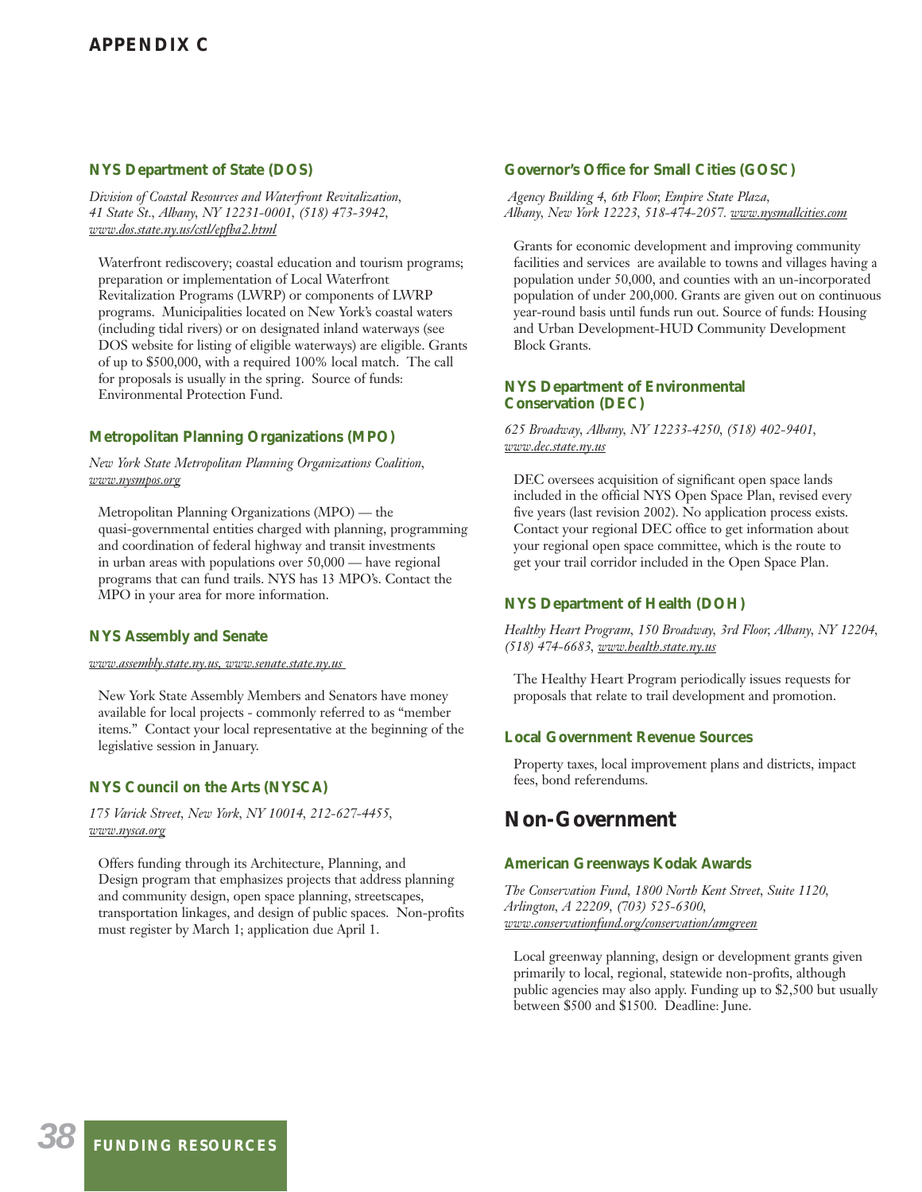### NYS Department of State (DOS)

*Division of Coastal Resources and Waterfront Revitalization, 41 State St., Albany, NY 12231-0001, (518) 473-3942, www.dos.state.ny.us/cstl/epfba2.html*

Waterfront rediscovery; coastal education and tourism programs; preparation or implementation of Local Waterfront Revitalization Programs (LWRP) or components of LWRP programs. Municipalities located on New York's coastal waters (including tidal rivers) or on designated inland waterways (see DOS website for listing of eligible waterways) are eligible. Grants of up to $500,000, with a required 100% local match. The call for proposals is usually in the spring. Source of funds: Environmental Protection Fund.

### Metropolitan Planning Organizations (MPO)

*New York State Metropolitan Planning Organizations Coalition, www.nysmpos.org*

Metropolitan Planning Organizations (MPO) — the quasi-governmental entities charged with planning, programming and coordination of federal highway and transit investments in urban areas with populations over 50,000 — have regional programs that can fund trails. NYS has 13 MPO's. Contact the MPO in your area for more information.

### NYS Assembly and Senate

*www.assembly.state.ny.us, www.senate.state.ny.us*

New York State Assembly Members and Senators have money available for local projects - commonly referred to as "member items." Contact your local representative at the beginning of the legislative session in January.

### NYS Council on the Arts (NYSCA)

*175 Varick Street, New York, NY 10014, 212-627-4455, www.nysca.org*

Offers funding through its Architecture, Planning, and Design program that emphasizes projects that address planning and community design, open space planning, streetscapes, transportation linkages, and design of public spaces. Non-profits must register by March 1; application due April 1.

### Governor's Office for Small Cities (GOSC)

*Agency Building 4, 6th Floor, Empire State Plaza, Albany, New York 12223, 518-474-2057. www.nysmallcities.com*

Grants for economic development and improving community facilities and services are available to towns and villages having a population under 50,000, and counties with an un-incorporated population of under 200,000. Grants are given out on continuous year-round basis until funds run out. Source of funds: Housing and Urban Development-HUD Community Development Block Grants.

### NYS Department of Environmental Conservation (DEC)

*625 Broadway, Albany, NY 12233-4250, (518) 402-9401, www.dec.state.ny.us*

DEC oversees acquisition of significant open space lands included in the official NYS Open Space Plan, revised every five years (last revision 2002). No application process exists. Contact your regional DEC office to get information about your regional open space committee, which is the route to get your trail corridor included in the Open Space Plan.

### NYS Department of Health (DOH)

*Healthy Heart Program, 150 Broadway, 3rd Floor, Albany, NY 12204, (518) 474-6683, www.health.state.ny.us*

The Healthy Heart Program periodically issues requests for proposals that relate to trail development and promotion.

### Local Government Revenue Sources

Property taxes, local improvement plans and districts, impact fees, bond referendums.

## Non-Government

### American Greenways Kodak Awards

*The Conservation Fund, 1800 North Kent Street, Suite 1120, Arlington, A 22209, (703) 525-6300, www.conservationfund.org/conservation/amgreen*

Local greenway planning, design or development grants given primarily to local, regional, statewide non-profits, although public agencies may also apply. Funding up to $2,500 but usually between $500 and $1500. Deadline: June.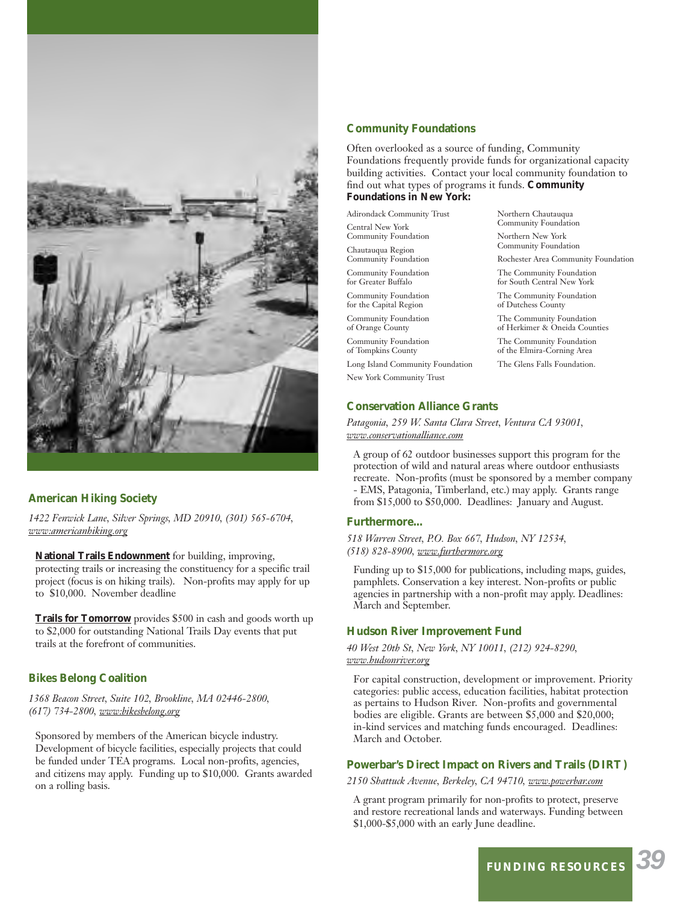## American Hiking Society

*1422 Fenwick Lane, Silver Springs, MD 20910, (301) 565-6704, www:americanhiking.org*

**National Trails Endownment** for building, improving, protecting trails or increasing the constituency for a specific trail project (focus is on hiking trails). Non-profits may apply for up to $10,000. November deadline

**Trails for Tomorrow** provides $500 in cash and goods worth up to $2,000 for outstanding National Trails Day events that put trails at the forefront of communities.

## Bikes Belong Coalition

*1368 Beacon Street, Suite 102, Brookline, MA 02446-2800, (617) 734-2800, www:bikesbelong.org*

Sponsored by members of the American bicycle industry. Development of bicycle facilities, especially projects that could be funded under TEA programs. Local non-profits, agencies, and citizens may apply. Funding up to $10,000. Grants awarded on a rolling basis.

## Community Foundations

Often overlooked as a source of funding, Community Foundations frequently provide funds for organizational capacity building activities. Contact your local community foundation to find out what types of programs it funds. **Community Foundations in New York:**

- Adirondack Community Trust
- Central New York Community Foundation
- Chautauqua Region Community Foundation
- Community Foundation for Greater Buffalo
- Community Foundation for the Capital Region
- Community Foundation of Orange County
- Community Foundation of Tompkins County
- Long Island Community Foundation
- New York Community Trust
- Northern Chautauqua Community Foundation
- Northern New York Community Foundation
- Rochester Area Community Foundation
- The Community Foundation for South Central New York
- The Community Foundation of Dutchess County
- The Community Foundation of Herkimer & Oneida Counties
- The Community Foundation of the Elmira-Corning Area
- The Glens Falls Foundation.

## Conservation Alliance Grants

*Patagonia, 259 W. Santa Clara Street, Ventura CA 93001, www.conservationalliance.com*

A group of 62 outdoor businesses support this program for the protection of wild and natural areas where outdoor enthusiasts recreate. Non-profits (must be sponsored by a member company - EMS, Patagonia, Timberland, etc.) may apply. Grants range from $15,000 to $50,000. Deadlines: January and August.

## Furthermore...

*518 Warren Street, P.O. Box 667, Hudson, NY 12534, (518) 828-8900, www.furthermore.org*

Funding up to $15,000 for publications, including maps, guides, pamphlets. Conservation a key interest. Non-profits or public agencies in partnership with a non-profit may apply. Deadlines: March and September.

## Hudson River Improvement Fund

*40 West 20th St, New York, NY 10011, (212) 924-8290, www.hudsonriver.org*

For capital construction, development or improvement. Priority categories: public access, education facilities, habitat protection as pertains to Hudson River. Non-profits and governmental bodies are eligible. Grants are between $5,000 and $20,000; in-kind services and matching funds encouraged. Deadlines: March and October.

## Powerbar's Direct Impact on Rivers and Trails (DIRT)

*2150 Shattuck Avenue, Berkeley, CA 94710, www.powerbar.com*

A grant program primarily for non-profits to protect, preserve and restore recreational lands and waterways. Funding between $1,000-$5,000 with an early June deadline.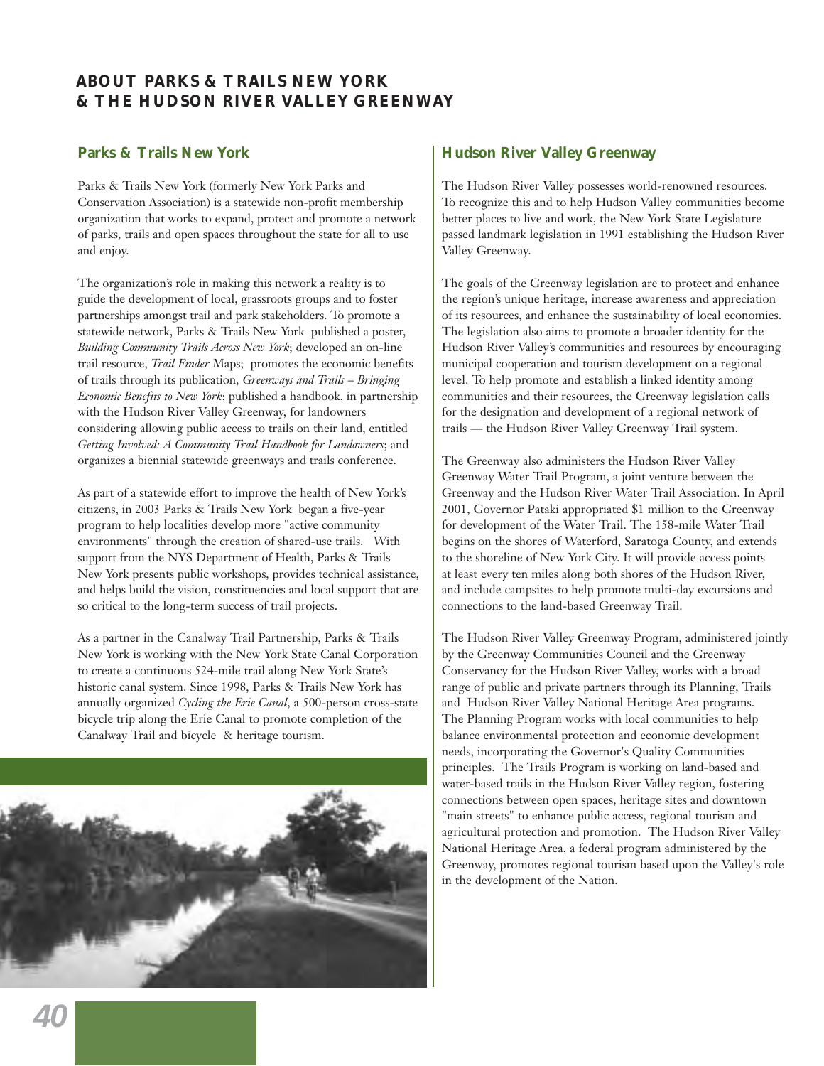# ABOUT PARKS & TRAILS NEW YORK & THE HUDSON RIVER VALLEY GREENWAY

## Parks & Trails New York

Parks & Trails New York (formerly New York Parks and Conservation Association) is a statewide non-profit membership organization that works to expand, protect and promote a network of parks, trails and open spaces throughout the state for all to use and enjoy.

The organization's role in making this network a reality is to guide the development of local, grassroots groups and to foster partnerships amongst trail and park stakeholders. To promote a statewide network, Parks & Trails New York published a poster, *Building Community Trails Across New York*; developed an on-line trail resource, *Trail Finder* Maps; promotes the economic benefits of trails through its publication, *Greenways and Trails – Bringing Economic Benefits to New York*; published a handbook, in partnership with the Hudson River Valley Greenway, for landowners considering allowing public access to trails on their land, entitled *Getting Involved: A Community Trail Handbook for Landowners*; and organizes a biennial statewide greenways and trails conference.

As part of a statewide effort to improve the health of New York's citizens, in 2003 Parks & Trails New York began a five-year program to help localities develop more "active community environments" through the creation of shared-use trails. With support from the NYS Department of Health, Parks & Trails New York presents public workshops, provides technical assistance, and helps build the vision, constituencies and local support that are so critical to the long-term success of trail projects.

As a partner in the Canalway Trail Partnership, Parks & Trails New York is working with the New York State Canal Corporation to create a continuous 524-mile trail along New York State's historic canal system. Since 1998, Parks & Trails New York has annually organized *Cycling the Erie Canal*, a 500-person cross-state bicycle trip along the Erie Canal to promote completion of the Canalway Trail and bicycle & heritage tourism.

## Hudson River Valley Greenway

The Hudson River Valley possesses world-renowned resources. To recognize this and to help Hudson Valley communities become better places to live and work, the New York State Legislature passed landmark legislation in 1991 establishing the Hudson River Valley Greenway.

The goals of the Greenway legislation are to protect and enhance the region's unique heritage, increase awareness and appreciation of its resources, and enhance the sustainability of local economies. The legislation also aims to promote a broader identity for the Hudson River Valley's communities and resources by encouraging municipal cooperation and tourism development on a regional level. To help promote and establish a linked identity among communities and their resources, the Greenway legislation calls for the designation and development of a regional network of trails — the Hudson River Valley Greenway Trail system.

The Greenway also administers the Hudson River Valley Greenway Water Trail Program, a joint venture between the Greenway and the Hudson River Water Trail Association. In April 2001, Governor Pataki appropriated $1 million to the Greenway for development of the Water Trail. The 158-mile Water Trail begins on the shores of Waterford, Saratoga County, and extends to the shoreline of New York City. It will provide access points at least every ten miles along both shores of the Hudson River, and include campsites to help promote multi-day excursions and connections to the land-based Greenway Trail.

The Hudson River Valley Greenway Program, administered jointly by the Greenway Communities Council and the Greenway Conservancy for the Hudson River Valley, works with a broad range of public and private partners through its Planning, Trails and Hudson River Valley National Heritage Area programs. The Planning Program works with local communities to help balance environmental protection and economic development needs, incorporating the Governor's Quality Communities principles. The Trails Program is working on land-based and water-based trails in the Hudson River Valley region, fostering connections between open spaces, heritage sites and downtown "main streets" to enhance public access, regional tourism and agricultural protection and promotion. The Hudson River Valley National Heritage Area, a federal program administered by the Greenway, promotes regional tourism based upon the Valley's role in the development of the Nation.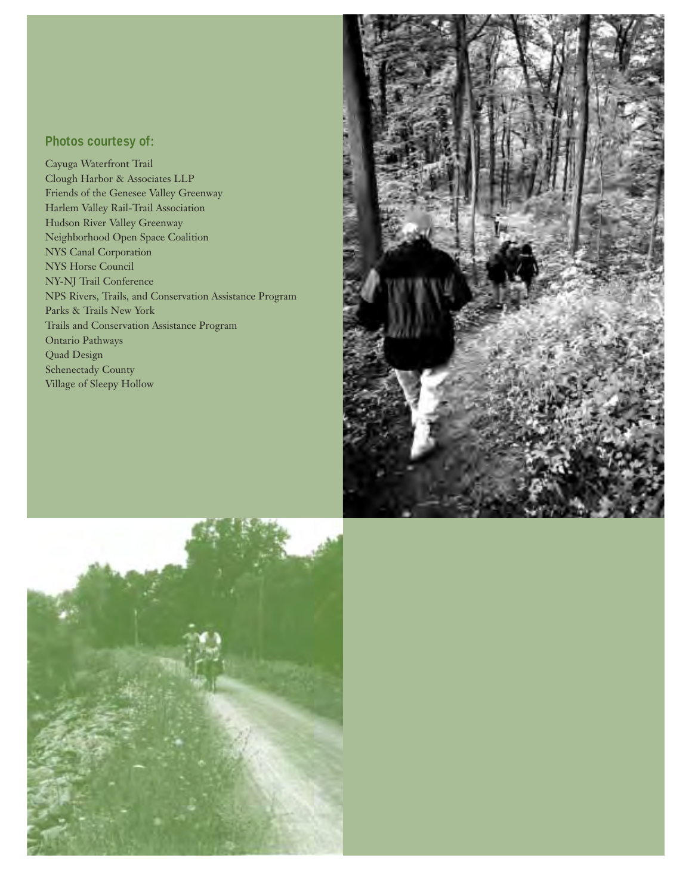### Photos courtesy of:

Cayuga Waterfront Trail
Clough Harbor & Associates LLP
Friends of the Genesee Valley Greenway
Harlem Valley Rail-Trail Association
Hudson River Valley Greenway
Neighborhood Open Space Coalition
NYS Canal Corporation
NYS Horse Council
NY-NJ Trail Conference
NPS Rivers, Trails, and Conservation Assistance Program
Parks & Trails New York
Trails and Conservation Assistance Program
Ontario Pathways
Quad Design
Schenectady County
Village of Sleepy Hollow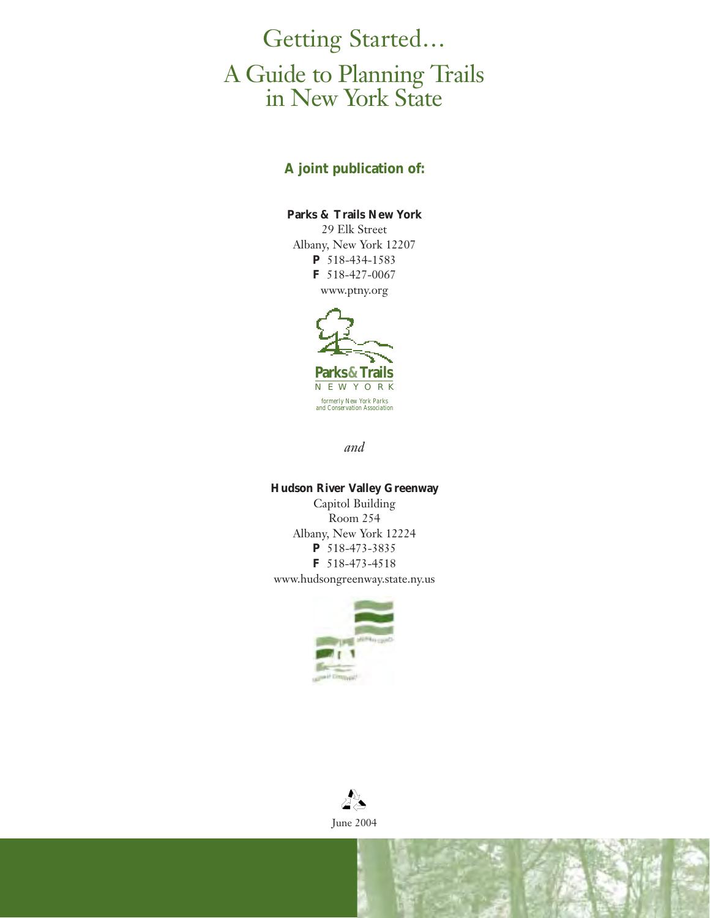# Getting Started…
# A Guide to Planning Trails in New York State

**A joint publication of:**

**Parks & Trails New York**
29 Elk Street
Albany, New York 12207
**P** 518-434-1583
**F** 518-427-0067
www.ptny.org

Parks&Trails
NEW YORK
formerly New York Parks and Conservation Association

*and*

**Hudson River Valley Greenway**
Capitol Building
Room 254
Albany, New York 12224
**P** 518-473-3835
**F** 518-473-4518
www.hudsongreenway.state.ny.us

June 2004